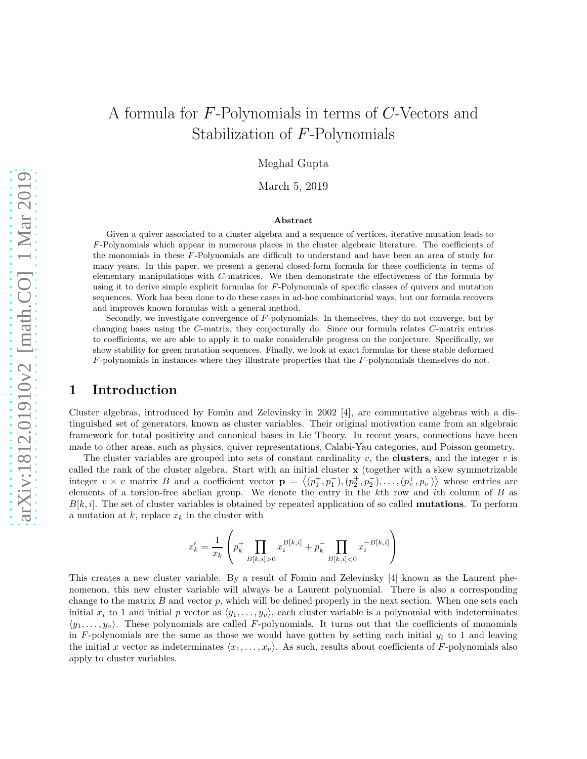# A formula for $F$-Polynomials in terms of $C$-Vectors and Stabilization of $F$-Polynomials

Meghal Gupta

March 5, 2019

### Abstract

Given a quiver associated to a cluster algebra and a sequence of vertices, iterative mutation leads to $F$-Polynomials which appear in numerous places in the cluster algebraic literature. The coefficients of the monomials in these $F$-Polynomials are difficult to understand and have been an area of study for many years. In this paper, we present a general closed-form formula for these coefficients in terms of elementary manipulations with $C$-matrices. We then demonstrate the effectiveness of the formula by using it to derive simple explicit formulas for $F$-Polynomials of specific classes of quivers and mutation sequences. Work has been done to do these cases in ad-hoc combinatorial ways, but our formula recovers and improves known formulas with a general method.

Secondly, we investigate convergence of $F$-polynomials. In themselves, they do not converge, but by changing bases using the $C$-matrix, they conjecturally do. Since our formula relates $C$-matrix entries to coefficients, we are able to apply it to make considerable progress on the conjecture. Specifically, we show stability for green mutation sequences. Finally, we look at exact formulas for these stable deformed $F$-polynomials in instances where they illustrate properties that the $F$-polynomials themselves do not.

## 1 Introduction

Cluster algebras, introduced by Fomin and Zelevinsky in 2002 [4], are commutative algebras with a distinguished set of generators, known as cluster variables. Their original motivation came from an algebraic framework for total positivity and canonical bases in Lie Theory. In recent years, connections have been made to other areas, such as physics, quiver representations, Calabi-Yau categories, and Poisson geometry.

The cluster variables are grouped into sets of constant cardinality $v$, the **clusters**, and the integer $v$ is called the rank of the cluster algebra. Start with an initial cluster $\mathbf{x}$ (together with a skew symmetrizable integer $v \times v$ matrix $B$ and a coefficient vector $\mathbf{p} = \langle (p_1^+, p_1^-), (p_2^+, p_2^-), \ldots, (p_v^+, p_v^-) \rangle$ whose entries are elements of a torsion-free abelian group. We denote the entry in the $k$th row and $i$th column of $B$ as $B[k,i]$. The set of cluster variables is obtained by repeated application of so called **mutations**. To perform a mutation at $k$, replace $x_k$ in the cluster with

$$x_k' = \frac{1}{x_k} \left( p_k^+ \prod_{B[k,i]>0} x_i^{B[k,i]} + p_k^- \prod_{B[k,i]<0} x_i^{-B[k,i]} \right)$$

This creates a new cluster variable. By a result of Fomin and Zelevinsky [4] known as the Laurent phenomenon, this new cluster variable will always be a Laurent polynomial. There is also a corresponding change to the matrix $B$ and vector $p$, which will be defined properly in the next section. When one sets each initial $x_i$ to 1 and initial $p$ vector as $\langle y_1, \ldots, y_v \rangle$, each cluster variable is a polynomial with indeterminates $\langle y_1, \ldots, y_v \rangle$. These polynomials are called $F$-polynomials. It turns out that the coefficients of monomials in $F$-polynomials are the same as those we would have gotten by setting each initial $y_i$ to 1 and leaving the initial $x$ vector as indeterminates $\langle x_1, \ldots, x_v \rangle$. As such, results about coefficients of $F$-polynomials also apply to cluster variables.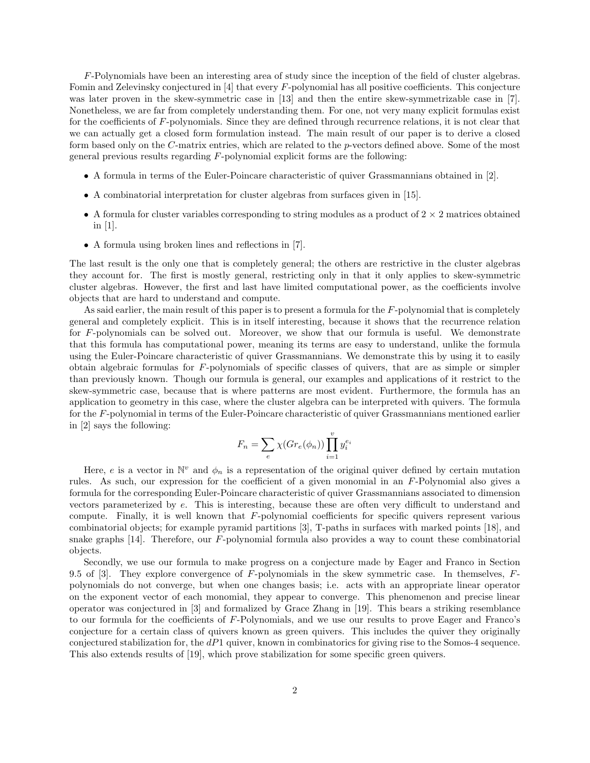$F$-Polynomials have been an interesting area of study since the inception of the field of cluster algebras. Fomin and Zelevinsky conjectured in [4] that every $F$-polynomial has all positive coefficients. This conjecture was later proven in the skew-symmetric case in [13] and then the entire skew-symmetrizable case in [7]. Nonetheless, we are far from completely understanding them. For one, not very many explicit formulas exist for the coefficients of $F$-polynomials. Since they are defined through recurrence relations, it is not clear that we can actually get a closed form formulation instead. The main result of our paper is to derive a closed form based only on the $C$-matrix entries, which are related to the $p$-vectors defined above. Some of the most general previous results regarding $F$-polynomial explicit forms are the following:

- A formula in terms of the Euler-Poincare characteristic of quiver Grassmannians obtained in [2].
- A combinatorial interpretation for cluster algebras from surfaces given in [15].
- A formula for cluster variables corresponding to string modules as a product of $2 \times 2$ matrices obtained in [1].
- A formula using broken lines and reflections in [7].

The last result is the only one that is completely general; the others are restrictive in the cluster algebras they account for. The first is mostly general, restricting only in that it only applies to skew-symmetric cluster algebras. However, the first and last have limited computational power, as the coefficients involve objects that are hard to understand and compute.

As said earlier, the main result of this paper is to present a formula for the $F$-polynomial that is completely general and completely explicit. This is in itself interesting, because it shows that the recurrence relation for $F$-polynomials can be solved out. Moreover, we show that our formula is useful. We demonstrate that this formula has computational power, meaning its terms are easy to understand, unlike the formula using the Euler-Poincare characteristic of quiver Grassmannians. We demonstrate this by using it to easily obtain algebraic formulas for $F$-polynomials of specific classes of quivers, that are as simple or simpler than previously known. Though our formula is general, our examples and applications of it restrict to the skew-symmetric case, because that is where patterns are most evident. Furthermore, the formula has an application to geometry in this case, where the cluster algebra can be interpreted with quivers. The formula for the $F$-polynomial in terms of the Euler-Poincare characteristic of quiver Grassmannians mentioned earlier in [2] says the following:

$$F_n = \sum_e \chi(Gr_e(\phi_n)) \prod_{i=1}^{v} y_i^{e_i}$$

Here, $e$ is a vector in $\mathbb{N}^v$ and $\phi_n$ is a representation of the original quiver defined by certain mutation rules. As such, our expression for the coefficient of a given monomial in an $F$-Polynomial also gives a formula for the corresponding Euler-Poincare characteristic of quiver Grassmannians associated to dimension vectors parameterized by $e$. This is interesting, because these are often very difficult to understand and compute. Finally, it is well known that $F$-polynomial coefficients for specific quivers represent various combinatorial objects; for example pyramid partitions [3], T-paths in surfaces with marked points [18], and snake graphs [14]. Therefore, our $F$-polynomial formula also provides a way to count these combinatorial objects.

Secondly, we use our formula to make progress on a conjecture made by Eager and Franco in Section 9.5 of [3]. They explore convergence of $F$-polynomials in the skew symmetric case. In themselves, $F$-polynomials do not converge, but when one changes basis; i.e. acts with an appropriate linear operator on the exponent vector of each monomial, they appear to converge. This phenomenon and precise linear operator was conjectured in [3] and formalized by Grace Zhang in [19]. This bears a striking resemblance to our formula for the coefficients of $F$-Polynomials, and we use our results to prove Eager and Franco's conjecture for a certain class of quivers known as green quivers. This includes the quiver they originally conjectured stabilization for, the $dP1$ quiver, known in combinatorics for giving rise to the Somos-4 sequence. This also extends results of [19], which prove stabilization for some specific green quivers.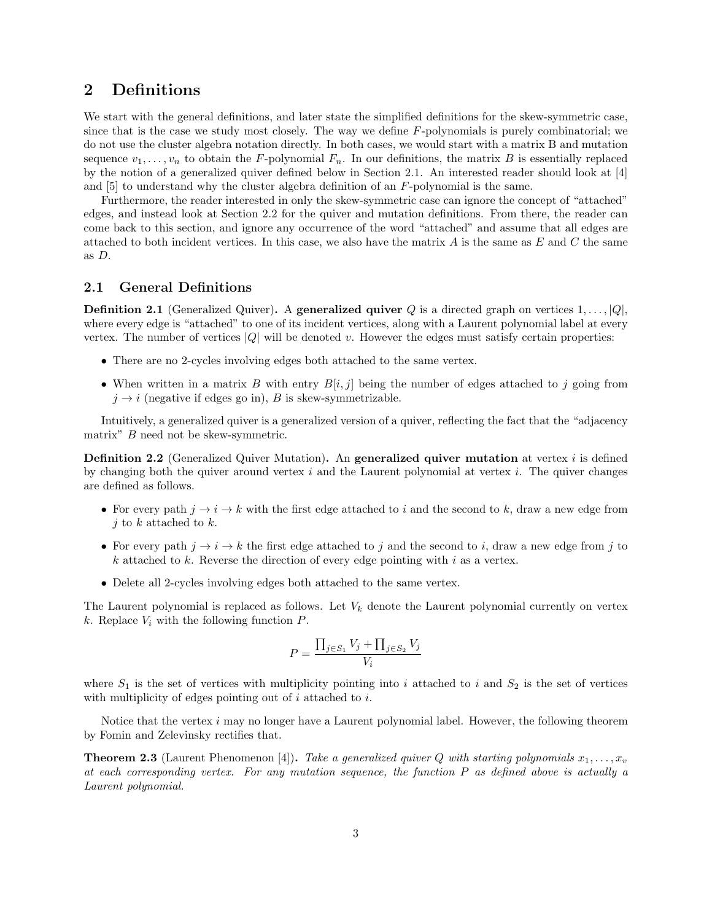## 2 Definitions

We start with the general definitions, and later state the simplified definitions for the skew-symmetric case, since that is the case we study most closely. The way we define $F$-polynomials is purely combinatorial; we do not use the cluster algebra notation directly. In both cases, we would start with a matrix B and mutation sequence $v_1, \ldots, v_n$ to obtain the $F$-polynomial $F_n$. In our definitions, the matrix $B$ is essentially replaced by the notion of a generalized quiver defined below in Section 2.1. An interested reader should look at [4] and [5] to understand why the cluster algebra definition of an $F$-polynomial is the same.

Furthermore, the reader interested in only the skew-symmetric case can ignore the concept of "attached" edges, and instead look at Section 2.2 for the quiver and mutation definitions. From there, the reader can come back to this section, and ignore any occurrence of the word "attached" and assume that all edges are attached to both incident vertices. In this case, we also have the matrix $A$ is the same as $E$ and $C$ the same as $D$.

### 2.1 General Definitions

**Definition 2.1** (Generalized Quiver)**.** A **generalized quiver** $Q$ is a directed graph on vertices $1, \ldots, |Q|$, where every edge is "attached" to one of its incident vertices, along with a Laurent polynomial label at every vertex. The number of vertices $|Q|$ will be denoted $v$. However the edges must satisfy certain properties:

- There are no 2-cycles involving edges both attached to the same vertex.
- When written in a matrix $B$ with entry $B[i, j]$ being the number of edges attached to $j$ going from $j \to i$ (negative if edges go in), $B$ is skew-symmetrizable.

Intuitively, a generalized quiver is a generalized version of a quiver, reflecting the fact that the "adjacency matrix" $B$ need not be skew-symmetric.

**Definition 2.2** (Generalized Quiver Mutation)**.** An **generalized quiver mutation** at vertex $i$ is defined by changing both the quiver around vertex $i$ and the Laurent polynomial at vertex $i$. The quiver changes are defined as follows.

- For every path $j \to i \to k$ with the first edge attached to $i$ and the second to $k$, draw a new edge from $j$ to $k$ attached to $k$.
- For every path $j \to i \to k$ the first edge attached to $j$ and the second to $i$, draw a new edge from $j$ to $k$ attached to $k$. Reverse the direction of every edge pointing with $i$ as a vertex.
- Delete all 2-cycles involving edges both attached to the same vertex.

The Laurent polynomial is replaced as follows. Let $V_k$ denote the Laurent polynomial currently on vertex $k$. Replace $V_i$ with the following function $P$.

$$P = \frac{\prod_{j \in S_1} V_j + \prod_{j \in S_2} V_j}{V_i}$$

where $S_1$ is the set of vertices with multiplicity pointing into $i$ attached to $i$ and $S_2$ is the set of vertices with multiplicity of edges pointing out of $i$ attached to $i$.

Notice that the vertex $i$ may no longer have a Laurent polynomial label. However, the following theorem by Fomin and Zelevinsky rectifies that.

**Theorem 2.3** (Laurent Phenomenon [4])**.** *Take a generalized quiver $Q$ with starting polynomials $x_1, \ldots, x_v$ at each corresponding vertex. For any mutation sequence, the function $P$ as defined above is actually a Laurent polynomial.*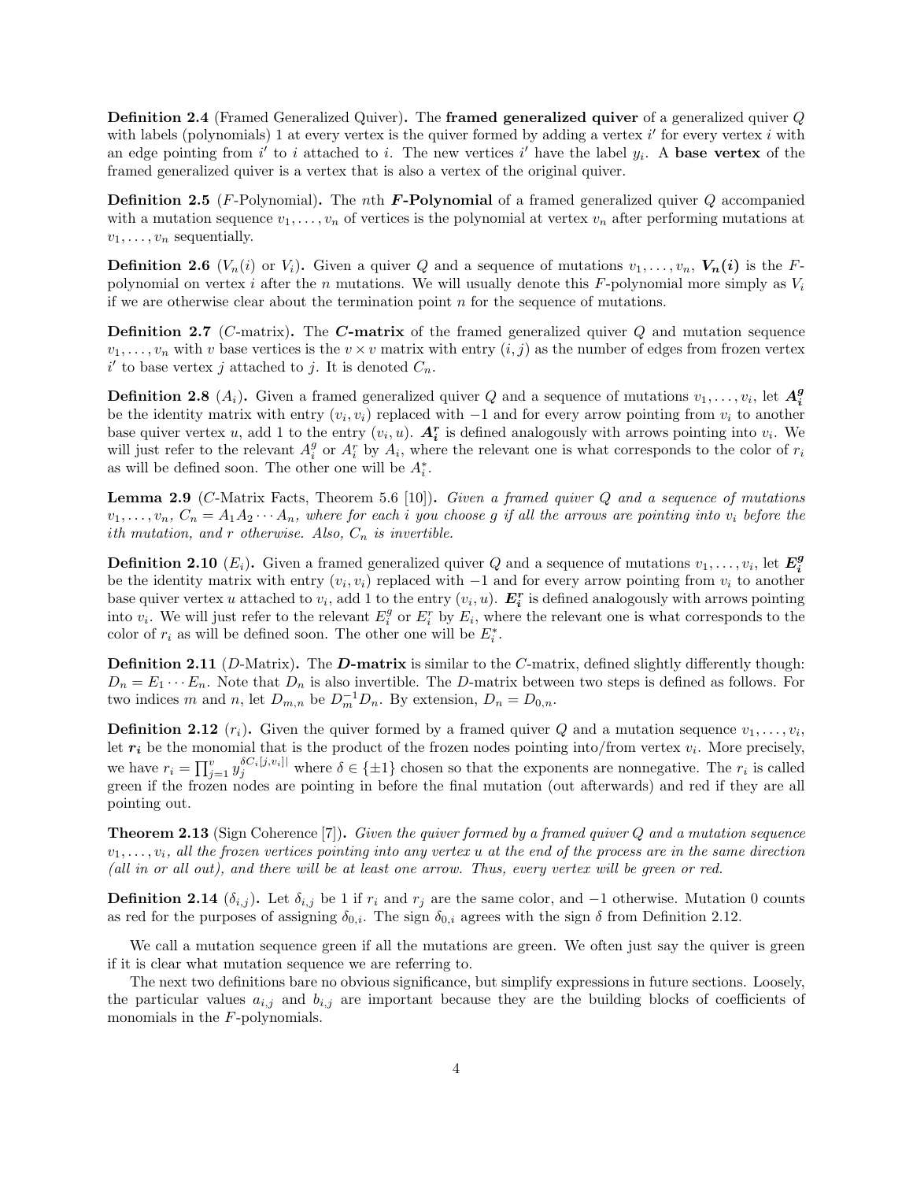**Definition 2.4** (Framed Generalized Quiver)**.** The **framed generalized quiver** of a generalized quiver $Q$ with labels (polynomials) 1 at every vertex is the quiver formed by adding a vertex $i'$ for every vertex $i$ with an edge pointing from $i'$ to $i$ attached to $i$. The new vertices $i'$ have the label $y_i$. A **base vertex** of the framed generalized quiver is a vertex that is also a vertex of the original quiver.

**Definition 2.5** ($F$-Polynomial)**.** The $n$th ***F*-Polynomial** of a framed generalized quiver $Q$ accompanied with a mutation sequence $v_1, \ldots, v_n$ of vertices is the polynomial at vertex $v_n$ after performing mutations at $v_1, \ldots, v_n$ sequentially.

**Definition 2.6** ($V_n(i)$ or $V_i$)**.** Given a quiver $Q$ and a sequence of mutations $v_1, \ldots, v_n$, $\boldsymbol{V_n(i)}$ is the $F$-polynomial on vertex $i$ after the $n$ mutations. We will usually denote this $F$-polynomial more simply as $V_i$ if we are otherwise clear about the termination point $n$ for the sequence of mutations.

**Definition 2.7** ($C$-matrix)**.** The ***C*-matrix** of the framed generalized quiver $Q$ and mutation sequence $v_1, \ldots, v_n$ with $v$ base vertices is the $v \times v$ matrix with entry $(i, j)$ as the number of edges from frozen vertex $i'$ to base vertex $j$ attached to $j$. It is denoted $C_n$.

**Definition 2.8** ($A_i$)**.** Given a framed generalized quiver $Q$ and a sequence of mutations $v_1, \ldots, v_i$, let $\boldsymbol{A_i^g}$ be the identity matrix with entry $(v_i, v_i)$ replaced with $-1$ and for every arrow pointing from $v_i$ to another base quiver vertex $u$, add 1 to the entry $(v_i, u)$. $\boldsymbol{A_i^r}$ is defined analogously with arrows pointing into $v_i$. We will just refer to the relevant $A_i^g$ or $A_i^r$ by $A_i$, where the relevant one is what corresponds to the color of $r_i$ as will be defined soon. The other one will be $A_i^*$.

**Lemma 2.9** ($C$-Matrix Facts, Theorem 5.6 [10])**.** *Given a framed quiver $Q$ and a sequence of mutations $v_1, \ldots, v_n$, $C_n = A_1 A_2 \cdots A_n$, where for each $i$ you choose $g$ if all the arrows are pointing into $v_i$ before the $i$th mutation, and $r$ otherwise. Also, $C_n$ is invertible.*

**Definition 2.10** ($E_i$)**.** Given a framed generalized quiver $Q$ and a sequence of mutations $v_1, \ldots, v_i$, let $\boldsymbol{E_i^g}$ be the identity matrix with entry $(v_i, v_i)$ replaced with $-1$ and for every arrow pointing from $v_i$ to another base quiver vertex $u$ attached to $v_i$, add 1 to the entry $(v_i, u)$. $\boldsymbol{E_i^r}$ is defined analogously with arrows pointing into $v_i$. We will just refer to the relevant $E_i^g$ or $E_i^r$ by $E_i$, where the relevant one is what corresponds to the color of $r_i$ as will be defined soon. The other one will be $E_i^*$.

**Definition 2.11** ($D$-Matrix)**.** The ***D*-matrix** is similar to the $C$-matrix, defined slightly differently though: $D_n = E_1 \cdots E_n$. Note that $D_n$ is also invertible. The $D$-matrix between two steps is defined as follows. For two indices $m$ and $n$, let $D_{m,n}$ be $D_m^{-1} D_n$. By extension, $D_n = D_{0,n}$.

**Definition 2.12** ($r_i$)**.** Given the quiver formed by a framed quiver $Q$ and a mutation sequence $v_1, \ldots, v_i$, let $\boldsymbol{r_i}$ be the monomial that is the product of the frozen nodes pointing into/from vertex $v_i$. More precisely, we have $r_i = \prod_{j=1}^{v} y_j^{|\delta C_i[j, v_i]|}$ where $\delta \in \{\pm 1\}$ chosen so that the exponents are nonnegative. The $r_i$ is called green if the frozen nodes are pointing in before the final mutation (out afterwards) and red if they are all pointing out.

**Theorem 2.13** (Sign Coherence [7])**.** *Given the quiver formed by a framed quiver $Q$ and a mutation sequence $v_1, \ldots, v_i$, all the frozen vertices pointing into any vertex $u$ at the end of the process are in the same direction (all in or all out), and there will be at least one arrow. Thus, every vertex will be green or red.*

**Definition 2.14** ($\delta_{i,j}$)**.** Let $\delta_{i,j}$ be 1 if $r_i$ and $r_j$ are the same color, and $-1$ otherwise. Mutation 0 counts as red for the purposes of assigning $\delta_{0,i}$. The sign $\delta_{0,i}$ agrees with the sign $\delta$ from Definition 2.12.

We call a mutation sequence green if all the mutations are green. We often just say the quiver is green if it is clear what mutation sequence we are referring to.

The next two definitions bare no obvious significance, but simplify expressions in future sections. Loosely, the particular values $a_{i,j}$ and $b_{i,j}$ are important because they are the building blocks of coefficients of monomials in the $F$-polynomials.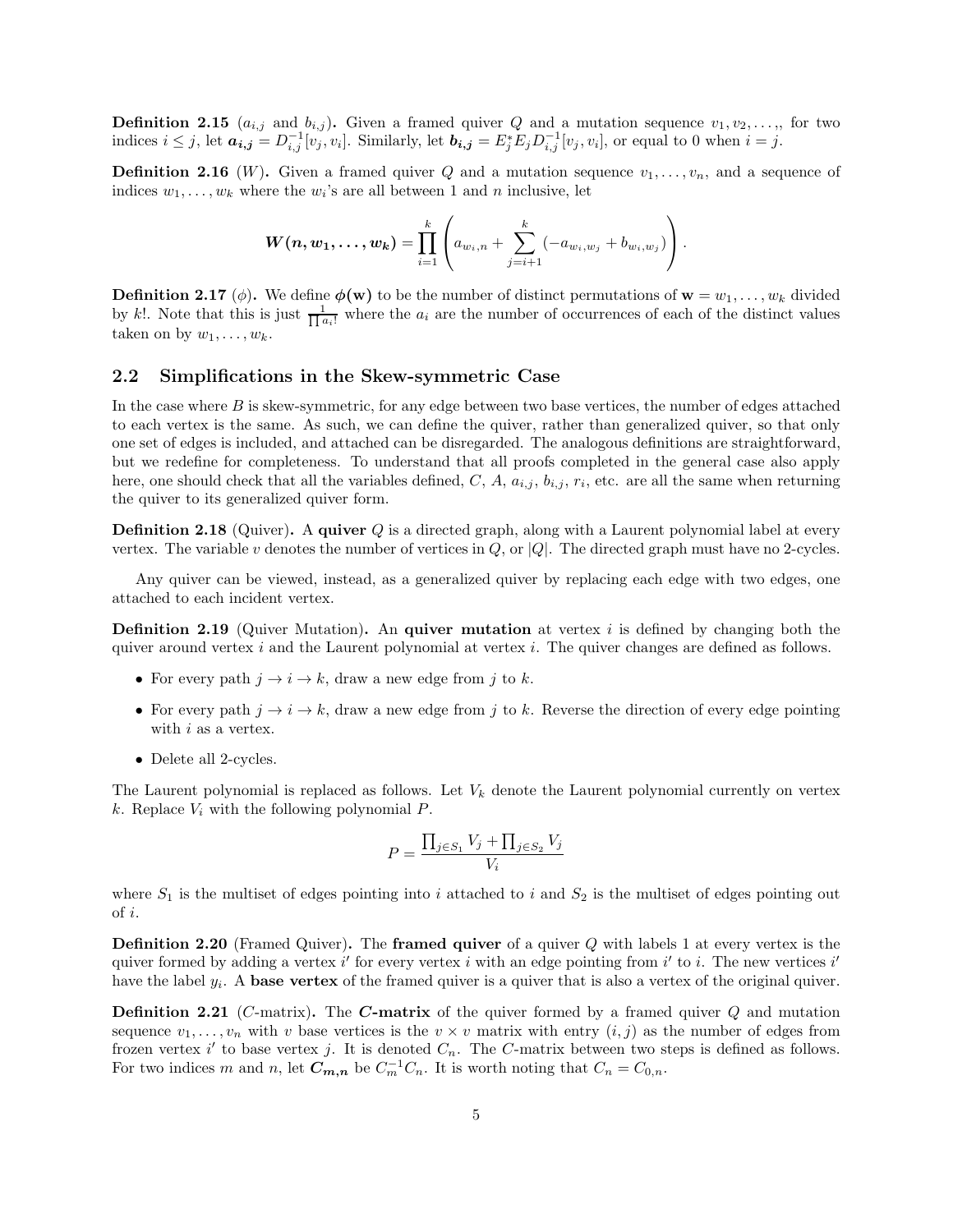**Definition 2.15** ($a_{i,j}$ and $b_{i,j}$)**.** Given a framed quiver $Q$ and a mutation sequence $v_1, v_2, \ldots,$, for two indices $i \leq j$, let $\boldsymbol{a_{i,j}} = D_{i,j}^{-1}[v_j, v_i]$. Similarly, let $\boldsymbol{b_{i,j}} = E_j^* E_j D_{i,j}^{-1}[v_j, v_i]$, or equal to 0 when $i = j$.

**Definition 2.16** ($W$)**.** Given a framed quiver $Q$ and a mutation sequence $v_1, \ldots, v_n$, and a sequence of indices $w_1, \ldots, w_k$ where the $w_i$'s are all between 1 and $n$ inclusive, let

$$\boldsymbol{W(n, w_1, \ldots, w_k)} = \prod_{i=1}^{k} \left( a_{w_i,n} + \sum_{j=i+1}^{k} (-a_{w_i,w_j} + b_{w_i,w_j}) \right).$$

**Definition 2.17** ($\phi$)**.** We define $\boldsymbol{\phi(\mathbf{w})}$ to be the number of distinct permutations of $\mathbf{w} = w_1, \ldots, w_k$ divided by $k!$. Note that this is just $\frac{1}{\prod a_i!}$ where the $a_i$ are the number of occurrences of each of the distinct values taken on by $w_1, \ldots, w_k$.

## 2.2 Simplifications in the Skew-symmetric Case

In the case where $B$ is skew-symmetric, for any edge between two base vertices, the number of edges attached to each vertex is the same. As such, we can define the quiver, rather than generalized quiver, so that only one set of edges is included, and attached can be disregarded. The analogous definitions are straightforward, but we redefine for completeness. To understand that all proofs completed in the general case also apply here, one should check that all the variables defined, $C$, $A$, $a_{i,j}$, $b_{i,j}$, $r_i$, etc. are all the same when returning the quiver to its generalized quiver form.

**Definition 2.18** (Quiver)**.** A **quiver** $Q$ is a directed graph, along with a Laurent polynomial label at every vertex. The variable $v$ denotes the number of vertices in $Q$, or $|Q|$. The directed graph must have no 2-cycles.

Any quiver can be viewed, instead, as a generalized quiver by replacing each edge with two edges, one attached to each incident vertex.

**Definition 2.19** (Quiver Mutation)**.** An **quiver mutation** at vertex $i$ is defined by changing both the quiver around vertex $i$ and the Laurent polynomial at vertex $i$. The quiver changes are defined as follows.

- For every path $j \to i \to k$, draw a new edge from $j$ to $k$.
- For every path $j \to i \to k$, draw a new edge from $j$ to $k$. Reverse the direction of every edge pointing with $i$ as a vertex.
- Delete all 2-cycles.

The Laurent polynomial is replaced as follows. Let $V_k$ denote the Laurent polynomial currently on vertex $k$. Replace $V_i$ with the following polynomial $P$.

$$P = \frac{\prod_{j \in S_1} V_j + \prod_{j \in S_2} V_j}{V_i}$$

where $S_1$ is the multiset of edges pointing into $i$ attached to $i$ and $S_2$ is the multiset of edges pointing out of $i$.

**Definition 2.20** (Framed Quiver)**.** The **framed quiver** of a quiver $Q$ with labels 1 at every vertex is the quiver formed by adding a vertex $i'$ for every vertex $i$ with an edge pointing from $i'$ to $i$. The new vertices $i'$ have the label $y_i$. A **base vertex** of the framed quiver is a quiver that is also a vertex of the original quiver.

**Definition 2.21** ($C$-matrix)**.** The **$C$-matrix** of the quiver formed by a framed quiver $Q$ and mutation sequence $v_1, \ldots, v_n$ with $v$ base vertices is the $v \times v$ matrix with entry $(i, j)$ as the number of edges from frozen vertex $i'$ to base vertex $j$. It is denoted $C_n$. The $C$-matrix between two steps is defined as follows. For two indices $m$ and $n$, let $\boldsymbol{C_{m,n}}$ be $C_m^{-1} C_n$. It is worth noting that $C_n = C_{0,n}$.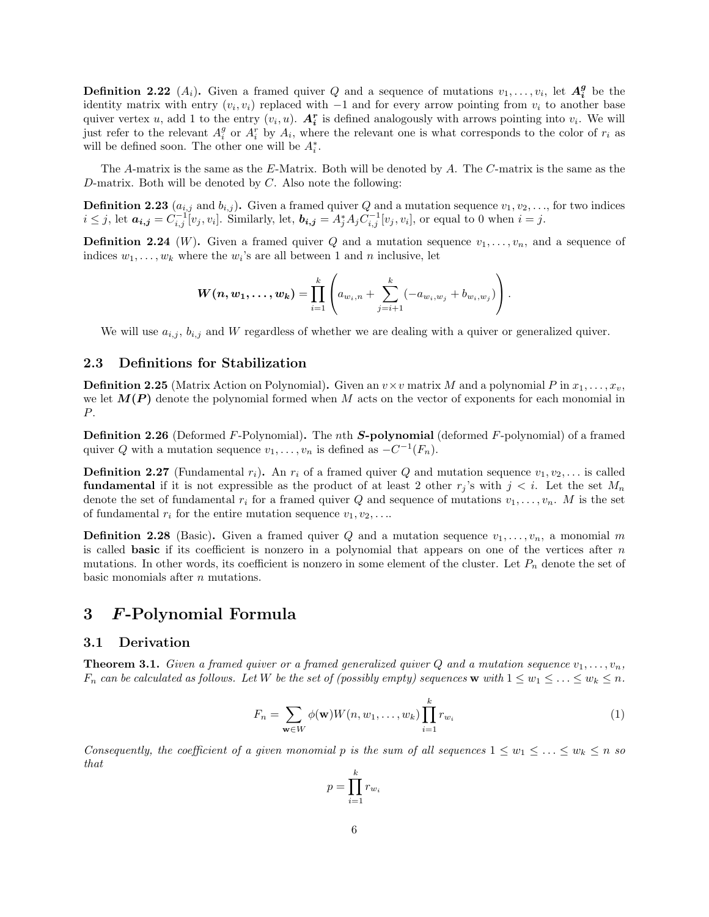**Definition 2.22** ($A_i$)**.** Given a framed quiver $Q$ and a sequence of mutations $v_1, \ldots, v_i$, let $\boldsymbol{A_i^g}$ be the identity matrix with entry $(v_i, v_i)$ replaced with $-1$ and for every arrow pointing from $v_i$ to another base quiver vertex $u$, add 1 to the entry $(v_i, u)$. $\boldsymbol{A_i^r}$ is defined analogously with arrows pointing into $v_i$. We will just refer to the relevant $A_i^g$ or $A_i^r$ by $A_i$, where the relevant one is what corresponds to the color of $r_i$ as will be defined soon. The other one will be $A_i^*$.

The $A$-matrix is the same as the $E$-Matrix. Both will be denoted by $A$. The $C$-matrix is the same as the $D$-matrix. Both will be denoted by $C$. Also note the following:

**Definition 2.23** ($a_{i,j}$ and $b_{i,j}$)**.** Given a framed quiver $Q$ and a mutation sequence $v_1, v_2, \ldots$, for two indices $i \leq j$, let $\boldsymbol{a_{i,j}} = C_{i,j}^{-1}[v_j, v_i]$. Similarly, let, $\boldsymbol{b_{i,j}} = A_j^* A_j C_{i,j}^{-1}[v_j, v_i]$, or equal to 0 when $i = j$.

**Definition 2.24** ($W$)**.** Given a framed quiver $Q$ and a mutation sequence $v_1, \ldots, v_n$, and a sequence of indices $w_1, \ldots, w_k$ where the $w_i$'s are all between 1 and $n$ inclusive, let

$$\boldsymbol{W(n, w_1, \ldots, w_k)} = \prod_{i=1}^{k} \left( a_{w_i,n} + \sum_{j=i+1}^{k} (-a_{w_i,w_j} + b_{w_i,w_j}) \right).$$

We will use $a_{i,j}$, $b_{i,j}$ and $W$ regardless of whether we are dealing with a quiver or generalized quiver.

### 2.3 Definitions for Stabilization

**Definition 2.25** (Matrix Action on Polynomial)**.** Given an $v \times v$ matrix $M$ and a polynomial $P$ in $x_1, \ldots, x_v$, we let $\boldsymbol{M(P)}$ denote the polynomial formed when $M$ acts on the vector of exponents for each monomial in $P$.

**Definition 2.26** (Deformed $F$-Polynomial)**.** The $n$th ***S*-polynomial** (deformed $F$-polynomial) of a framed quiver $Q$ with a mutation sequence $v_1, \ldots, v_n$ is defined as $-C^{-1}(F_n)$.

**Definition 2.27** (Fundamental $r_i$)**.** An $r_i$ of a framed quiver $Q$ and mutation sequence $v_1, v_2, \ldots$ is called **fundamental** if it is not expressible as the product of at least 2 other $r_j$'s with $j < i$. Let the set $M_n$ denote the set of fundamental $r_i$ for a framed quiver $Q$ and sequence of mutations $v_1, \ldots, v_n$. $M$ is the set of fundamental $r_i$ for the entire mutation sequence $v_1, v_2, \ldots$.

**Definition 2.28** (Basic)**.** Given a framed quiver $Q$ and a mutation sequence $v_1, \ldots, v_n$, a monomial $m$ is called **basic** if its coefficient is nonzero in a polynomial that appears on one of the vertices after $n$ mutations. In other words, its coefficient is nonzero in some element of the cluster. Let $P_n$ denote the set of basic monomials after $n$ mutations.

## 3 *F*-Polynomial Formula

### 3.1 Derivation

**Theorem 3.1.** *Given a framed quiver or a framed generalized quiver $Q$ and a mutation sequence $v_1, \ldots, v_n$, $F_n$ can be calculated as follows. Let $W$ be the set of (possibly empty) sequences $\mathbf{w}$ with $1 \leq w_1 \leq \ldots \leq w_k \leq n$.*

$$F_n = \sum_{\mathbf{w} \in W} \phi(\mathbf{w}) W(n, w_1, \ldots, w_k) \prod_{i=1}^{k} r_{w_i} \tag{1}$$

*Consequently, the coefficient of a given monomial $p$ is the sum of all sequences $1 \leq w_1 \leq \ldots \leq w_k \leq n$ so that*

$$p = \prod_{i=1}^{k} r_{w_i}$$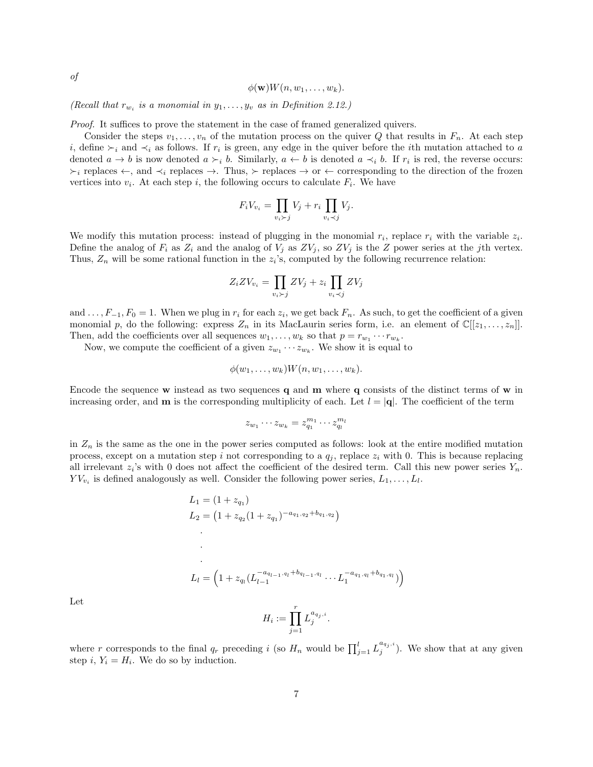*of*

$$\phi(\mathbf{w})W(n, w_1, \ldots, w_k).$$

*(Recall that $r_{w_i}$ is a monomial in $y_1, \ldots, y_v$ as in Definition 2.12.)*

*Proof.* It suffices to prove the statement in the case of framed generalized quivers.

Consider the steps $v_1, \ldots, v_n$ of the mutation process on the quiver $Q$ that results in $F_n$. At each step $i$, define $\succ_i$ and $\prec_i$ as follows. If $r_i$ is green, any edge in the quiver before the $i$th mutation attached to $a$ denoted $a \to b$ is now denoted $a \succ_i b$. Similarly, $a \leftarrow b$ is denoted $a \prec_i b$. If $r_i$ is red, the reverse occurs: $\succ_i$ replaces $\leftarrow$, and $\prec_i$ replaces $\to$. Thus, $\succ$ replaces $\to$ or $\leftarrow$ corresponding to the direction of the frozen vertices into $v_i$. At each step $i$, the following occurs to calculate $F_i$. We have

$$F_i V_{v_i} = \prod_{v_i \succ j} V_j + r_i \prod_{v_i \prec j} V_j.$$

We modify this mutation process: instead of plugging in the monomial $r_i$, replace $r_i$ with the variable $z_i$. Define the analog of $F_i$ as $Z_i$ and the analog of $V_j$ as $ZV_j$, so $ZV_j$ is the $Z$ power series at the $j$th vertex. Thus, $Z_n$ will be some rational function in the $z_i$'s, computed by the following recurrence relation:

$$Z_i ZV_{v_i} = \prod_{v_i \succ j} ZV_j + z_i \prod_{v_i \prec j} ZV_j$$

and $\ldots, F_{-1}, F_0 = 1$. When we plug in $r_i$ for each $z_i$, we get back $F_n$. As such, to get the coefficient of a given monomial $p$, do the following: express $Z_n$ in its MacLaurin series form, i.e. an element of $\mathbb{C}[[z_1, \ldots, z_n]]$. Then, add the coefficients over all sequences $w_1, \ldots, w_k$ so that $p = r_{w_1} \cdots r_{w_k}$.

Now, we compute the coefficient of a given $z_{w_1} \cdots z_{w_k}$. We show it is equal to

$$\phi(w_1, \ldots, w_k)W(n, w_1, \ldots, w_k).$$

Encode the sequence $\mathbf{w}$ instead as two sequences $\mathbf{q}$ and $\mathbf{m}$ where $\mathbf{q}$ consists of the distinct terms of $\mathbf{w}$ in increasing order, and $\mathbf{m}$ is the corresponding multiplicity of each. Let $l = |\mathbf{q}|$. The coefficient of the term

$$z_{w_1} \cdots z_{w_k} = z_{q_1}^{m_1} \cdots z_{q_l}^{m_l}$$

in $Z_n$ is the same as the one in the power series computed as follows: look at the entire modified mutation process, except on a mutation step $i$ not corresponding to a $q_j$, replace $z_i$ with 0. This is because replacing all irrelevant $z_i$'s with 0 does not affect the coefficient of the desired term. Call this new power series $Y_n$. $YV_{v_i}$ is defined analogously as well. Consider the following power series, $L_1, \ldots, L_l$.

$$\begin{aligned}
L_1 &= (1 + z_{q_1}) \\
L_2 &= \left(1 + z_{q_2}(1 + z_{q_1})^{-a_{q_1,q_2} + b_{q_1,q_2}}\right) \\
&\cdot \\
&\cdot \\
&\cdot \\
L_l &= \left(1 + z_{q_l}(L_{l-1}^{-a_{q_{l-1},q_l} + b_{q_{l-1},q_l}} \cdots L_1^{-a_{q_1,q_l} + b_{q_1,q_l}})\right)
\end{aligned}$$

Let

$$H_i := \prod_{j=1}^{r} L_j^{a_{q_j,i}}.$$

where $r$ corresponds to the final $q_r$ preceding $i$ (so $H_n$ would be $\prod_{j=1}^{l} L_j^{a_{q_j,i}}$). We show that at any given step $i$, $Y_i = H_i$. We do so by induction.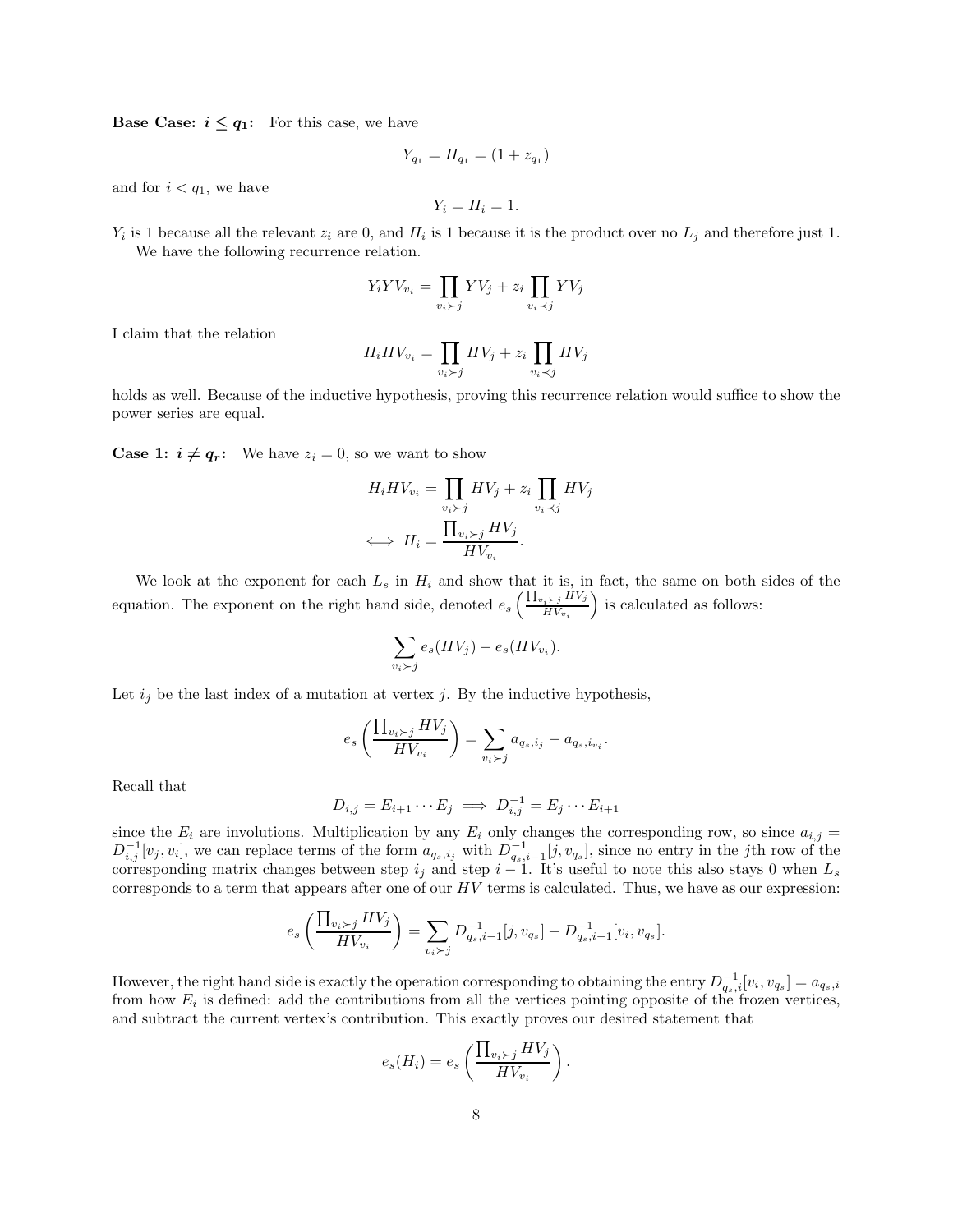**Base Case: $i \le q_1$:** For this case, we have

$$Y_{q_1} = H_{q_1} = (1 + z_{q_1})$$

and for $i < q_1$, we have

$$Y_i = H_i = 1.$$

$Y_i$ is 1 because all the relevant $z_i$ are 0, and $H_i$ is 1 because it is the product over no $L_j$ and therefore just 1.

We have the following recurrence relation.

$$Y_i Y V_{v_i} = \prod_{v_i \succ j} Y V_j + z_i \prod_{v_i \prec j} Y V_j$$

I claim that the relation

$$H_i H V_{v_i} = \prod_{v_i \succ j} H V_j + z_i \prod_{v_i \prec j} H V_j$$

holds as well. Because of the inductive hypothesis, proving this recurrence relation would suffice to show the power series are equal.

**Case 1: $i \ne q_r$:** We have $z_i = 0$, so we want to show

$$H_i H V_{v_i} = \prod_{v_i \succ j} H V_j + z_i \prod_{v_i \prec j} H V_j$$

$$\iff H_i = \frac{\prod_{v_i \succ j} H V_j}{H V_{v_i}}.$$

We look at the exponent for each $L_s$ in $H_i$ and show that it is, in fact, the same on both sides of the equation. The exponent on the right hand side, denoted $e_s\left(\frac{\prod_{v_i \succ j} H V_j}{H V_{v_i}}\right)$ is calculated as follows:

$$\sum_{v_i \succ j} e_s(H V_j) - e_s(H V_{v_i}).$$

Let $i_j$ be the last index of a mutation at vertex $j$. By the inductive hypothesis,

$$e_s\left(\frac{\prod_{v_i \succ j} H V_j}{H V_{v_i}}\right) = \sum_{v_i \succ j} a_{q_s, i_j} - a_{q_s, i_{v_i}}.$$

Recall that

$$D_{i,j} = E_{i+1} \cdots E_j \implies D_{i,j}^{-1} = E_j \cdots E_{i+1}$$

since the $E_i$ are involutions. Multiplication by any $E_i$ only changes the corresponding row, so since $a_{i,j} = D_{i,j}^{-1}[v_j, v_i]$, we can replace terms of the form $a_{q_s, i_j}$ with $D_{q_s, i-1}^{-1}[j, v_{q_s}]$, since no entry in the $j$th row of the corresponding matrix changes between step $i_j$ and step $i-1$. It's useful to note this also stays 0 when $L_s$ corresponds to a term that appears after one of our $HV$ terms is calculated. Thus, we have as our expression:

$$e_s\left(\frac{\prod_{v_i \succ j} H V_j}{H V_{v_i}}\right) = \sum_{v_i \succ j} D_{q_s, i-1}^{-1}[j, v_{q_s}] - D_{q_s, i-1}^{-1}[v_i, v_{q_s}].$$

However, the right hand side is exactly the operation corresponding to obtaining the entry $D_{q_s,i}^{-1}[v_i, v_{q_s}] = a_{q_s,i}$ from how $E_i$ is defined: add the contributions from all the vertices pointing opposite of the frozen vertices, and subtract the current vertex's contribution. This exactly proves our desired statement that

$$e_s(H_i) = e_s\left(\frac{\prod_{v_i \succ j} H V_j}{H V_{v_i}}\right).$$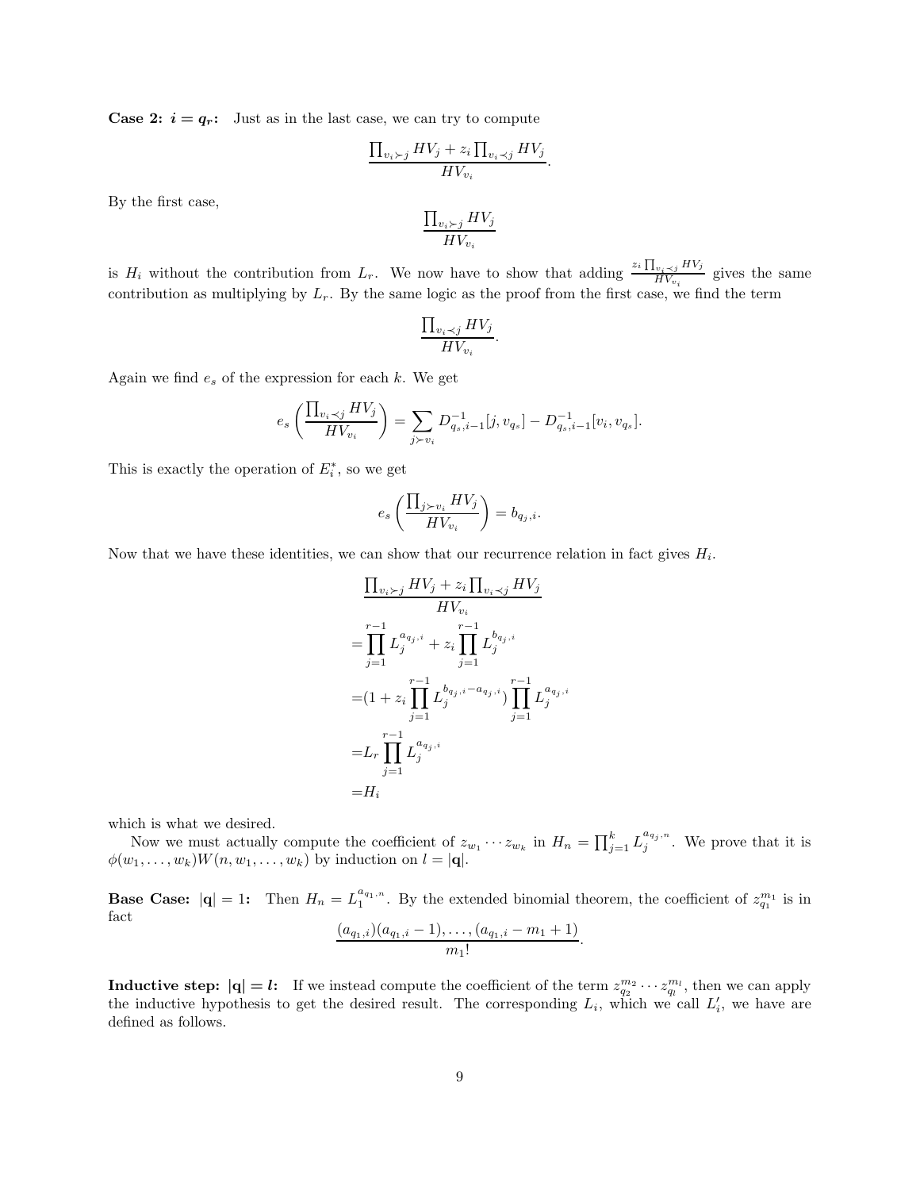**Case 2: $i = q_r$:** Just as in the last case, we can try to compute

$$\frac{\prod_{v_i \succ j} HV_j + z_i \prod_{v_i \prec j} HV_j}{HV_{v_i}}.$$

By the first case,

$$\frac{\prod_{v_i \succ j} HV_j}{HV_{v_i}}$$

is $H_i$ without the contribution from $L_r$. We now have to show that adding $\frac{z_i \prod_{v_i \prec j} HV_j}{HV_{v_i}}$ gives the same contribution as multiplying by $L_r$. By the same logic as the proof from the first case, we find the term

$$\frac{\prod_{v_i \prec j} HV_j}{HV_{v_i}}.$$

Again we find $e_s$ of the expression for each $k$. We get

$$e_s\left(\frac{\prod_{v_i \prec j} HV_j}{HV_{v_i}}\right) = \sum_{j \succ v_i} D^{-1}_{q_s, i-1}[j, v_{q_s}] - D^{-1}_{q_s, i-1}[v_i, v_{q_s}].$$

This is exactly the operation of $E^*_i$, so we get

$$e_s\left(\frac{\prod_{j \succ v_i} HV_j}{HV_{v_i}}\right) = b_{q_j, i}.$$

Now that we have these identities, we can show that our recurrence relation in fact gives $H_i$.

$$\begin{aligned}
&\frac{\prod_{v_i \succ j} HV_j + z_i \prod_{v_i \prec j} HV_j}{HV_{v_i}} \\
=&\prod_{j=1}^{r-1} L_j^{a_{q_j,i}} + z_i \prod_{j=1}^{r-1} L_j^{b_{q_j,i}} \\
=&(1 + z_i \prod_{j=1}^{r-1} L_j^{b_{q_j,i} - a_{q_j,i}}) \prod_{j=1}^{r-1} L_j^{a_{q_j,i}} \\
=&L_r \prod_{j=1}^{r-1} L_j^{a_{q_j,i}} \\
=&H_i
\end{aligned}$$

which is what we desired.

Now we must actually compute the coefficient of $z_{w_1} \cdots z_{w_k}$ in $H_n = \prod_{j=1}^{k} L_j^{a_{q_j,n}}$. We prove that it is $\phi(w_1, \ldots, w_k) W(n, w_1, \ldots, w_k)$ by induction on $l = |\mathbf{q}|$.

**Base Case: $|\mathbf{q}| = 1$:** Then $H_n = L_1^{a_{q_1,n}}$. By the extended binomial theorem, the coefficient of $z_{q_1}^{m_1}$ is in fact

$$\frac{(a_{q_1,i})(a_{q_1,i} - 1), \ldots, (a_{q_1,i} - m_1 + 1)}{m_1!}.$$

**Inductive step: $|\mathbf{q}| = l$:** If we instead compute the coefficient of the term $z_{q_2}^{m_2} \cdots z_{q_l}^{m_l}$, then we can apply the inductive hypothesis to get the desired result. The corresponding $L_i$, which we call $L'_i$, we have are defined as follows.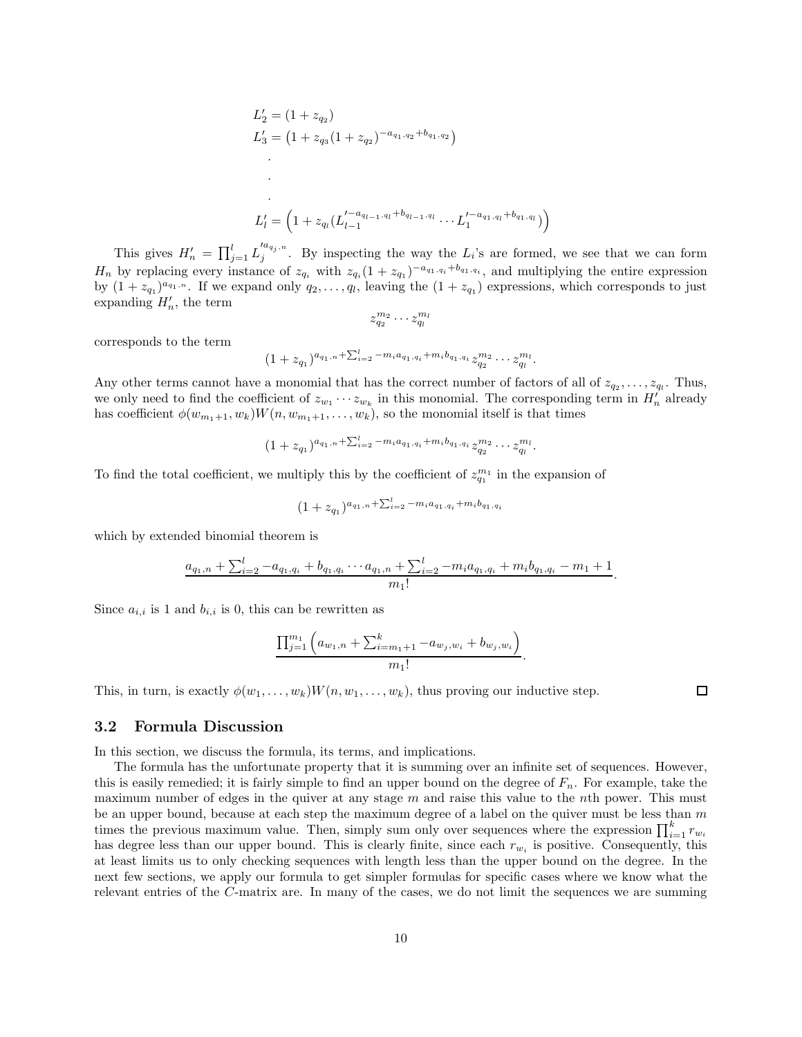$$L'_2 = (1 + z_{q_2})$$
$$L'_3 = \left(1 + z_{q_3}(1 + z_{q_2})^{-a_{q_1,q_2}+b_{q_1,q_2}}\right)$$
$$\vdots$$
$$L'_l = \left(1 + z_{q_l}(L'^{-a_{q_{l-1},q_l}+b_{q_{l-1},q_l}}_{l-1} \cdots L'^{-a_{q_1,q_l}+b_{q_1,q_l}}_1)\right)$$

This gives $H'_n = \prod_{j=1}^{l} L'^{a_{q_j,n}}_j$. By inspecting the way the $L_i$'s are formed, we see that we can form $H_n$ by replacing every instance of $z_{q_i}$ with $z_{q_i}(1+z_{q_1})^{-a_{q_1,q_i}+b_{q_1,q_i}}$, and multiplying the entire expression by $(1+z_{q_1})^{a_{q_1,n}}$. If we expand only $q_2, \ldots, q_l$, leaving the $(1+z_{q_1})$ expressions, which corresponds to just expanding $H'_n$, the term

$$z_{q_2}^{m_2} \cdots z_{q_l}^{m_l}$$

corresponds to the term

$$(1+z_{q_1})^{a_{q_1,n}+\sum_{i=2}^{l} -m_i a_{q_1,q_i}+m_i b_{q_1,q_i}} z_{q_2}^{m_2} \cdots z_{q_l}^{m_l}.$$

Any other terms cannot have a monomial that has the correct number of factors of all of $z_{q_2}, \ldots, z_{q_l}$. Thus, we only need to find the coefficient of $z_{w_1} \cdots z_{w_k}$ in this monomial. The corresponding term in $H'_n$ already has coefficient $\phi(w_{m_1+1}, w_k)W(n, w_{m_1+1}, \ldots, w_k)$, so the monomial itself is that times

$$(1+z_{q_1})^{a_{q_1,n}+\sum_{i=2}^{l} -m_i a_{q_1,q_i}+m_i b_{q_1,q_i}} z_{q_2}^{m_2} \cdots z_{q_l}^{m_l}.$$

To find the total coefficient, we multiply this by the coefficient of $z_{q_1}^{m_1}$ in the expansion of

$$(1+z_{q_1})^{a_{q_1,n}+\sum_{i=2}^{l} -m_i a_{q_1,q_i}+m_i b_{q_1,q_i}}$$

which by extended binomial theorem is

$$\frac{a_{q_1,n}+\sum_{i=2}^{l} -a_{q_1,q_i}+b_{q_1,q_i} \cdots a_{q_1,n}+\sum_{i=2}^{l} -m_i a_{q_1,q_i}+m_i b_{q_1,q_i} - m_1 + 1}{m_1!}.$$

Since $a_{i,i}$ is 1 and $b_{i,i}$ is 0, this can be rewritten as

$$\frac{\prod_{j=1}^{m_1}\left(a_{w_1,n}+\sum_{i=m_1+1}^{k} -a_{w_j,w_i}+b_{w_j,w_i}\right)}{m_1!}.$$

This, in turn, is exactly $\phi(w_1, \ldots, w_k)W(n, w_1, \ldots, w_k)$, thus proving our inductive step. □

### 3.2 Formula Discussion

In this section, we discuss the formula, its terms, and implications.

The formula has the unfortunate property that it is summing over an infinite set of sequences. However, this is easily remedied; it is fairly simple to find an upper bound on the degree of $F_n$. For example, take the maximum number of edges in the quiver at any stage $m$ and raise this value to the $n$th power. This must be an upper bound, because at each step the maximum degree of a label on the quiver must be less than $m$ times the previous maximum value. Then, simply sum only over sequences where the expression $\prod_{i=1}^{k} r_{w_i}$ has degree less than our upper bound. This is clearly finite, since each $r_{w_i}$ is positive. Consequently, this at least limits us to only checking sequences with length less than the upper bound on the degree. In the next few sections, we apply our formula to get simpler formulas for specific cases where we know what the relevant entries of the $C$-matrix are. In many of the cases, we do not limit the sequences we are summing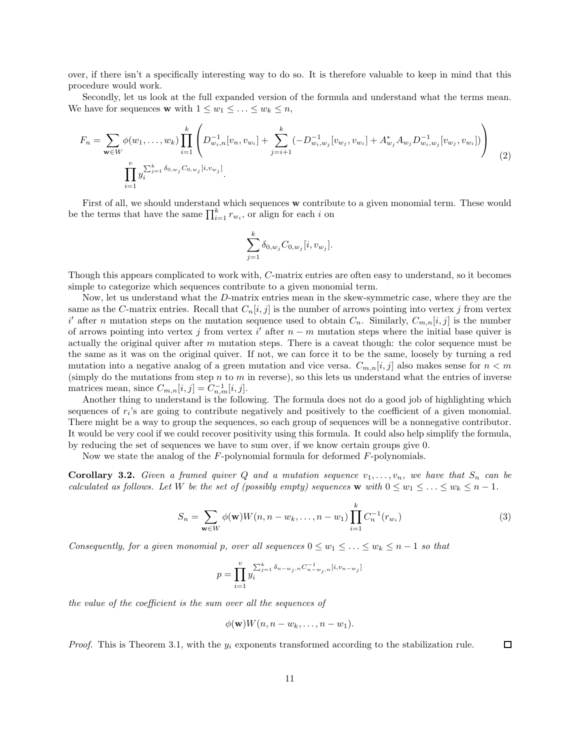over, if there isn't a specifically interesting way to do so. It is therefore valuable to keep in mind that this procedure would work.

Secondly, let us look at the full expanded version of the formula and understand what the terms mean. We have for sequences $\mathbf{w}$ with $1 \leq w_1 \leq \ldots \leq w_k \leq n$,

$$F_n = \sum_{\mathbf{w} \in W} \phi(w_1, \ldots, w_k) \prod_{i=1}^{k} \left( D^{-1}_{w_i,n}[v_n, v_{w_i}] + \sum_{j=i+1}^{k} (-D^{-1}_{w_i,w_j}[v_{w_j}, v_{w_i}] + A^*_{w_j} A_{w_j} D^{-1}_{w_i,w_j}[v_{w_j}, v_{w_i}]) \right) \prod_{i=1}^{v} y_i^{\sum_{j=1}^{k} \delta_{0,w_j} C_{0,w_j}[i, v_{w_j}]}. \tag{2}$$

First of all, we should understand which sequences $\mathbf{w}$ contribute to a given monomial term. These would be the terms that have the same $\prod_{i=1}^{k} r_{w_i}$, or align for each $i$ on

$$\sum_{j=1}^{k} \delta_{0,w_j} C_{0,w_j}[i, v_{w_j}].$$

Though this appears complicated to work with, $C$-matrix entries are often easy to understand, so it becomes simple to categorize which sequences contribute to a given monomial term.

Now, let us understand what the $D$-matrix entries mean in the skew-symmetric case, where they are the same as the $C$-matrix entries. Recall that $C_n[i, j]$ is the number of arrows pointing into vertex $j$ from vertex $i'$ after $n$ mutation steps on the mutation sequence used to obtain $C_n$. Similarly, $C_{m,n}[i, j]$ is the number of arrows pointing into vertex $j$ from vertex $i'$ after $n - m$ mutation steps where the initial base quiver is actually the original quiver after $m$ mutation steps. There is a caveat though: the color sequence must be the same as it was on the original quiver. If not, we can force it to be the same, loosely by turning a red mutation into a negative analog of a green mutation and vice versa. $C_{m,n}[i, j]$ also makes sense for $n < m$ (simply do the mutations from step $n$ to $m$ in reverse), so this lets us understand what the entries of inverse matrices mean, since $C_{m,n}[i, j] = C^{-1}_{n,m}[i, j]$.

Another thing to understand is the following. The formula does not do a good job of highlighting which sequences of $r_i$'s are going to contribute negatively and positively to the coefficient of a given monomial. There might be a way to group the sequences, so each group of sequences will be a nonnegative contributor. It would be very cool if we could recover positivity using this formula. It could also help simplify the formula, by reducing the set of sequences we have to sum over, if we know certain groups give 0.

Now we state the analog of the $F$-polynomial formula for deformed $F$-polynomials.

**Corollary 3.2.** *Given a framed quiver $Q$ and a mutation sequence $v_1, \ldots, v_n$, we have that $S_n$ can be calculated as follows. Let $W$ be the set of (possibly empty) sequences $\mathbf{w}$ with $0 \leq w_1 \leq \ldots \leq w_k \leq n - 1$.*

$$S_n = \sum_{\mathbf{w} \in W} \phi(\mathbf{w}) W(n, n - w_k, \ldots, n - w_1) \prod_{i=1}^{k} C_n^{-1}(r_{w_i}) \tag{3}$$

*Consequently, for a given monomial $p$, over all sequences $0 \leq w_1 \leq \ldots \leq w_k \leq n - 1$ so that*

$$p = \prod_{i=1}^{v} y_i^{\sum_{j=1}^{k} \delta_{n-w_j,n} C^{-1}_{n-w_j,n}[i, v_{n-w_j}]}$$

*the value of the coefficient is the sum over all the sequences of*

$$\phi(\mathbf{w}) W(n, n - w_k, \ldots, n - w_1).$$

*Proof.* This is Theorem 3.1, with the $y_i$ exponents transformed according to the stabilization rule. $\square$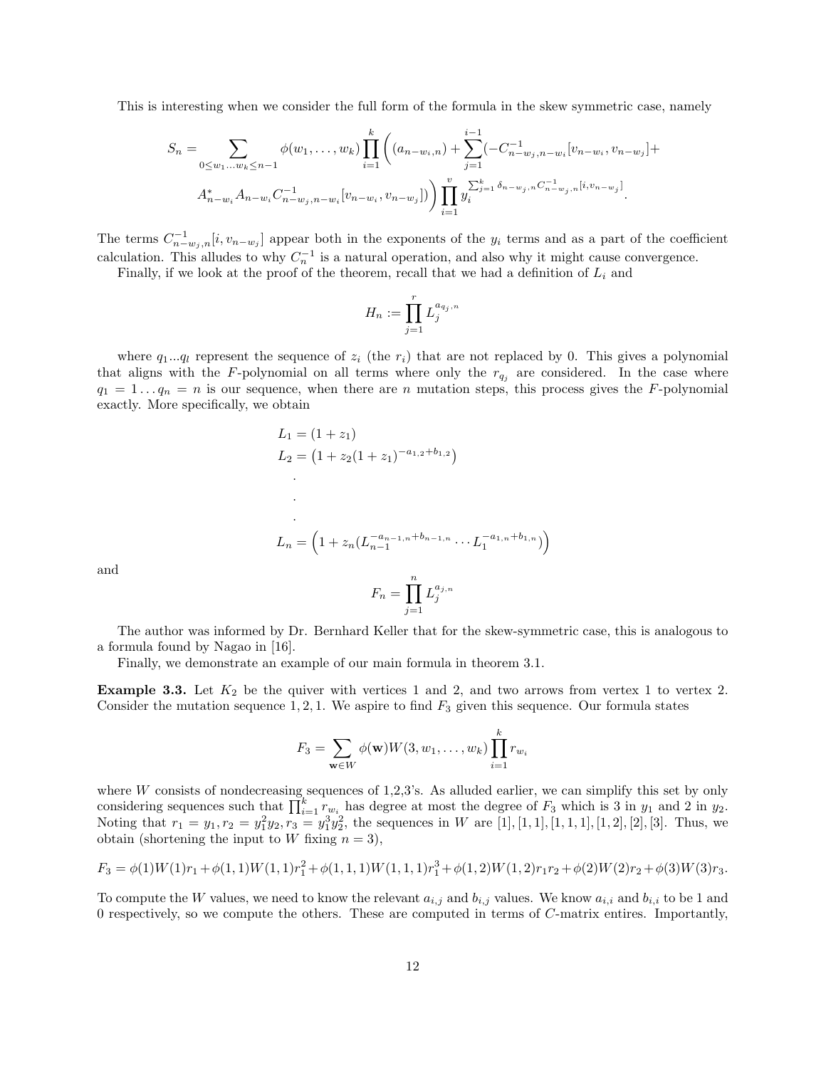This is interesting when we consider the full form of the formula in the skew symmetric case, namely

$$S_n = \sum_{0 \leq w_1 \ldots w_k \leq n-1} \phi(w_1, \ldots, w_k) \prod_{i=1}^{k} \Bigg( (a_{n-w_i,n}) + \sum_{j=1}^{i-1} (-C^{-1}_{n-w_j,n-w_i}[v_{n-w_i}, v_{n-w_j}] + A^*_{n-w_i} A_{n-w_i} C^{-1}_{n-w_j,n-w_i}[v_{n-w_i}, v_{n-w_j}]) \Bigg) \prod_{i=1}^{v} y_i^{\sum_{j=1}^{k} \delta_{n-w_j,n} C^{-1}_{n-w_j,n}[i, v_{n-w_j}]}.$$

The terms $C^{-1}_{n-w_j,n}[i, v_{n-w_j}]$ appear both in the exponents of the $y_i$ terms and as a part of the coefficient calculation. This alludes to why $C^{-1}_n$ is a natural operation, and also why it might cause convergence.

Finally, if we look at the proof of the theorem, recall that we had a definition of $L_i$ and

$$H_n := \prod_{j=1}^{r} L_j^{a_{q_j,n}}$$

where $q_1 \ldots q_l$ represent the sequence of $z_i$ (the $r_i$) that are not replaced by 0. This gives a polynomial that aligns with the $F$-polynomial on all terms where only the $r_{q_j}$ are considered. In the case where $q_1 = 1 \ldots q_n = n$ is our sequence, when there are $n$ mutation steps, this process gives the $F$-polynomial exactly. More specifically, we obtain

$$\begin{aligned}
L_1 &= (1 + z_1) \\
L_2 &= \left(1 + z_2(1 + z_1)^{-a_{1,2}+b_{1,2}}\right) \\
&\;\;. \\
&\;\;. \\
&\;\;. \\
L_n &= \left(1 + z_n(L_{n-1}^{-a_{n-1,n}+b_{n-1,n}} \cdots L_1^{-a_{1,n}+b_{1,n}})\right)
\end{aligned}$$

and

$$F_n = \prod_{j=1}^{n} L_j^{a_{j,n}}$$

The author was informed by Dr. Bernhard Keller that for the skew-symmetric case, this is analogous to a formula found by Nagao in [16].

Finally, we demonstrate an example of our main formula in theorem 3.1.

**Example 3.3.** Let $K_2$ be the quiver with vertices 1 and 2, and two arrows from vertex 1 to vertex 2. Consider the mutation sequence 1, 2, 1. We aspire to find $F_3$ given this sequence. Our formula states

$$F_3 = \sum_{\mathbf{w} \in W} \phi(\mathbf{w}) W(3, w_1, \ldots, w_k) \prod_{i=1}^{k} r_{w_i}$$

where $W$ consists of nondecreasing sequences of 1,2,3's. As alluded earlier, we can simplify this set by only considering sequences such that $\prod_{i=1}^{k} r_{w_i}$ has degree at most the degree of $F_3$ which is 3 in $y_1$ and 2 in $y_2$. Noting that $r_1 = y_1, r_2 = y_1^2 y_2, r_3 = y_1^3 y_2^2$, the sequences in $W$ are $[1], [1,1], [1,1,1], [1,2], [2], [3]$. Thus, we obtain (shortening the input to $W$ fixing $n = 3$),

$$F_3 = \phi(1)W(1)r_1 + \phi(1,1)W(1,1)r_1^2 + \phi(1,1,1)W(1,1,1)r_1^3 + \phi(1,2)W(1,2)r_1r_2 + \phi(2)W(2)r_2 + \phi(3)W(3)r_3.$$

To compute the $W$ values, we need to know the relevant $a_{i,j}$ and $b_{i,j}$ values. We know $a_{i,i}$ and $b_{i,i}$ to be 1 and 0 respectively, so we compute the others. These are computed in terms of $C$-matrix entires. Importantly,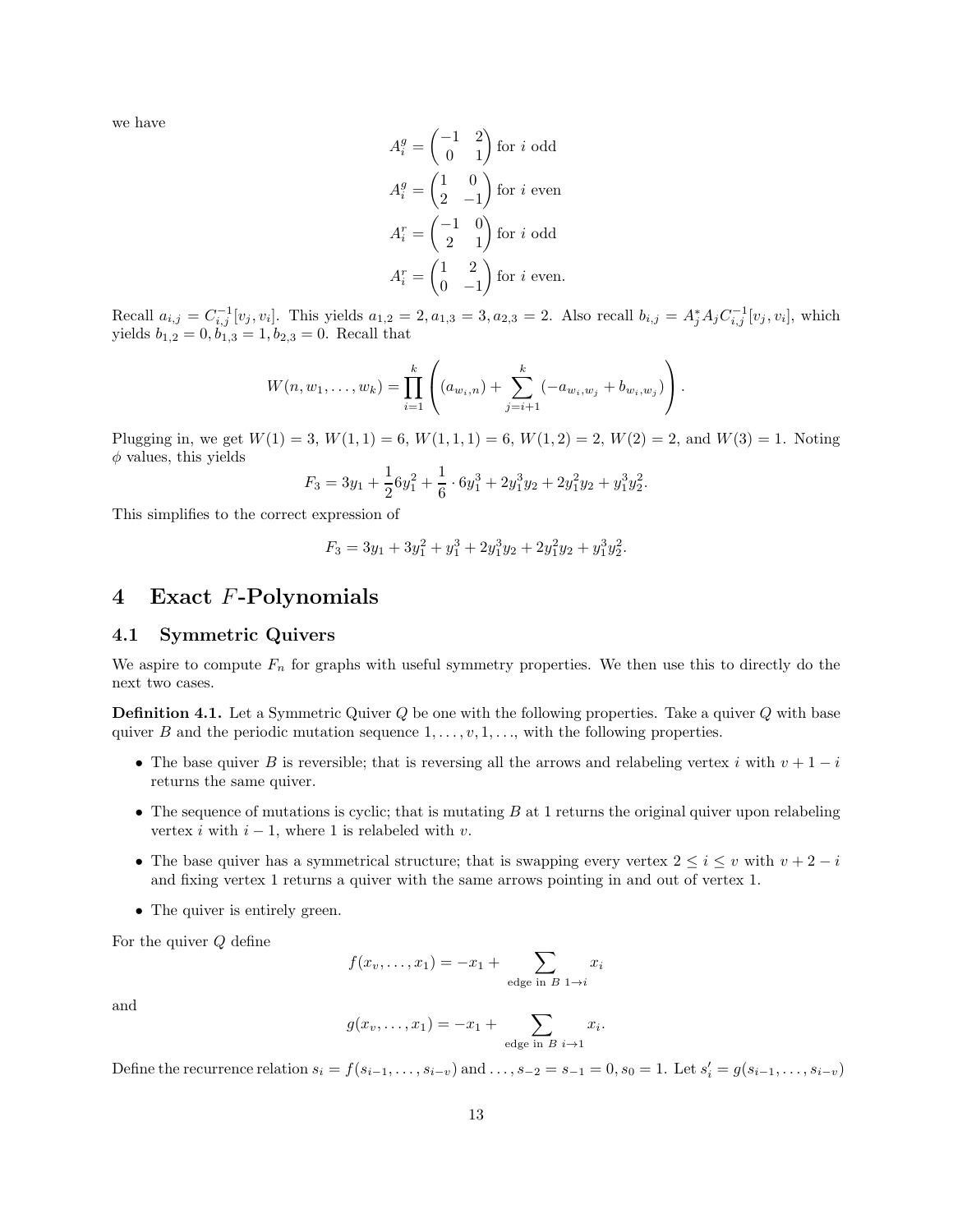we have

$$A_i^g = \begin{pmatrix} -1 & 2 \\ 0 & 1 \end{pmatrix} \text{ for } i \text{ odd}$$

$$A_i^g = \begin{pmatrix} 1 & 0 \\ 2 & -1 \end{pmatrix} \text{ for } i \text{ even}$$

$$A_i^r = \begin{pmatrix} -1 & 0 \\ 2 & 1 \end{pmatrix} \text{ for } i \text{ odd}$$

$$A_i^r = \begin{pmatrix} 1 & 2 \\ 0 & -1 \end{pmatrix} \text{ for } i \text{ even.}$$

Recall $a_{i,j} = C_{i,j}^{-1}[v_j, v_i]$. This yields $a_{1,2} = 2, a_{1,3} = 3, a_{2,3} = 2$. Also recall $b_{i,j} = A_j^* A_j C_{i,j}^{-1}[v_j, v_i]$, which yields $b_{1,2} = 0, b_{1,3} = 1, b_{2,3} = 0$. Recall that

$$W(n, w_1, \ldots, w_k) = \prod_{i=1}^{k} \left( (a_{w_i,n}) + \sum_{j=i+1}^{k} (-a_{w_i,w_j} + b_{w_i,w_j}) \right).$$

Plugging in, we get $W(1) = 3$, $W(1,1) = 6$, $W(1,1,1) = 6$, $W(1,2) = 2$, $W(2) = 2$, and $W(3) = 1$. Noting $\phi$ values, this yields

$$F_3 = 3y_1 + \frac{1}{2}6y_1^2 + \frac{1}{6} \cdot 6y_1^3 + 2y_1^3 y_2 + 2y_1^2 y_2 + y_1^3 y_2^2.$$

This simplifies to the correct expression of

$$F_3 = 3y_1 + 3y_1^2 + y_1^3 + 2y_1^3 y_2 + 2y_1^2 y_2 + y_1^3 y_2^2.$$

# 4 Exact $F$-Polynomials

## 4.1 Symmetric Quivers

We aspire to compute $F_n$ for graphs with useful symmetry properties. We then use this to directly do the next two cases.

**Definition 4.1.** Let a Symmetric Quiver $Q$ be one with the following properties. Take a quiver $Q$ with base quiver $B$ and the periodic mutation sequence $1, \ldots, v, 1, \ldots$, with the following properties.

- The base quiver $B$ is reversible; that is reversing all the arrows and relabeling vertex $i$ with $v + 1 - i$ returns the same quiver.
- The sequence of mutations is cyclic; that is mutating $B$ at 1 returns the original quiver upon relabeling vertex $i$ with $i - 1$, where 1 is relabeled with $v$.
- The base quiver has a symmetrical structure; that is swapping every vertex $2 \le i \le v$ with $v + 2 - i$ and fixing vertex 1 returns a quiver with the same arrows pointing in and out of vertex 1.
- The quiver is entirely green.

For the quiver $Q$ define

$$f(x_v, \ldots, x_1) = -x_1 + \sum_{\text{edge in } B \ 1 \to i} x_i$$

and

$$g(x_v, \ldots, x_1) = -x_1 + \sum_{\text{edge in } B \ i \to 1} x_i.$$

Define the recurrence relation $s_i = f(s_{i-1}, \ldots, s_{i-v})$ and $\ldots, s_{-2} = s_{-1} = 0, s_0 = 1$. Let $s_i' = g(s_{i-1}, \ldots, s_{i-v})$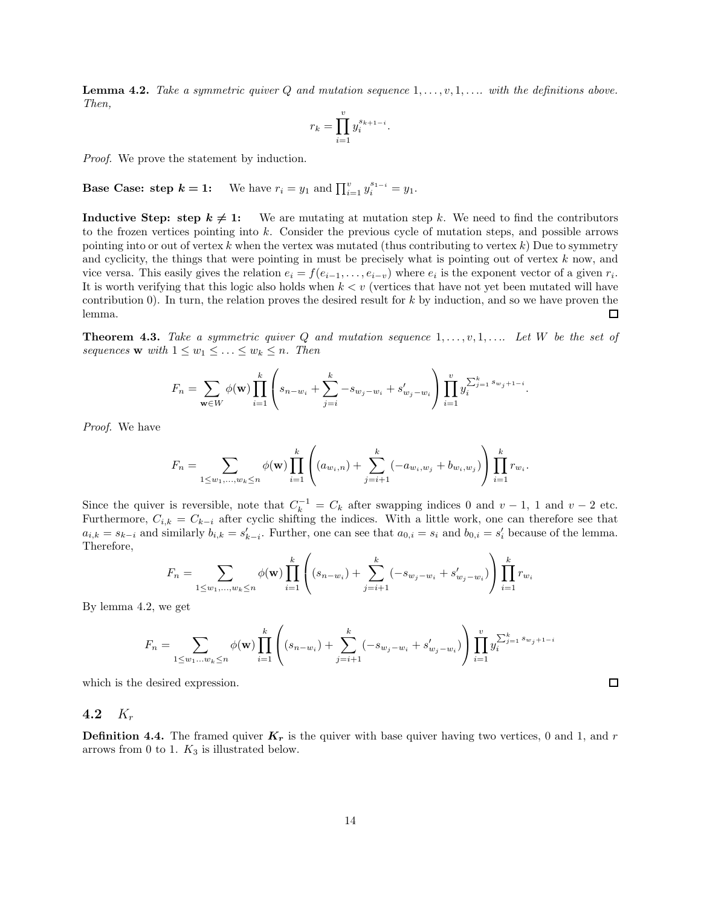**Lemma 4.2.** *Take a symmetric quiver $Q$ and mutation sequence $1, \ldots, v, 1, \ldots$ with the definitions above. Then,*

$$r_k = \prod_{i=1}^{v} y_i^{s_{k+1-i}}.$$

*Proof.* We prove the statement by induction.

**Base Case: step $k = 1$:** We have $r_i = y_1$ and $\prod_{i=1}^{v} y_i^{s_{1-i}} = y_1$.

**Inductive Step: step $k \neq 1$:** We are mutating at mutation step $k$. We need to find the contributors to the frozen vertices pointing into $k$. Consider the previous cycle of mutation steps, and possible arrows pointing into or out of vertex $k$ when the vertex was mutated (thus contributing to vertex $k$) Due to symmetry and cyclicity, the things that were pointing in must be precisely what is pointing out of vertex $k$ now, and vice versa. This easily gives the relation $e_i = f(e_{i-1}, \ldots, e_{i-v})$ where $e_i$ is the exponent vector of a given $r_i$. It is worth verifying that this logic also holds when $k < v$ (vertices that have not yet been mutated will have contribution 0). In turn, the relation proves the desired result for $k$ by induction, and so we have proven the lemma. □

**Theorem 4.3.** *Take a symmetric quiver $Q$ and mutation sequence $1, \ldots, v, 1, \ldots$. Let $W$ be the set of sequences $\mathbf{w}$ with $1 \leq w_1 \leq \ldots \leq w_k \leq n$. Then*

$$F_n = \sum_{\mathbf{w} \in W} \phi(\mathbf{w}) \prod_{i=1}^{k} \left( s_{n-w_i} + \sum_{j=i}^{k} -s_{w_j - w_i} + s'_{w_j - w_i} \right) \prod_{i=1}^{v} y_i^{\sum_{j=1}^{k} s_{w_j+1-i}}.$$

*Proof.* We have

$$F_n = \sum_{1 \leq w_1, \ldots, w_k \leq n} \phi(\mathbf{w}) \prod_{i=1}^{k} \left( (a_{w_i,n}) + \sum_{j=i+1}^{k} (-a_{w_i,w_j} + b_{w_i,w_j}) \right) \prod_{i=1}^{k} r_{w_i}.$$

Since the quiver is reversible, note that $C_k^{-1} = C_k$ after swapping indices 0 and $v-1$, 1 and $v-2$ etc. Furthermore, $C_{i,k} = C_{k-i}$ after cyclic shifting the indices. With a little work, one can therefore see that $a_{i,k} = s_{k-i}$ and similarly $b_{i,k} = s'_{k-i}$. Further, one can see that $a_{0,i} = s_i$ and $b_{0,i} = s'_i$ because of the lemma. Therefore,

$$F_n = \sum_{1 \leq w_1, \ldots, w_k \leq n} \phi(\mathbf{w}) \prod_{i=1}^{k} \left( (s_{n-w_i}) + \sum_{j=i+1}^{k} (-s_{w_j - w_i} + s'_{w_j - w_i}) \right) \prod_{i=1}^{k} r_{w_i}$$

By lemma 4.2, we get

$$F_n = \sum_{1 \leq w_1 \ldots w_k \leq n} \phi(\mathbf{w}) \prod_{i=1}^{k} \left( (s_{n-w_i}) + \sum_{j=i+1}^{k} (-s_{w_j - w_i} + s'_{w_j - w_i}) \right) \prod_{i=1}^{v} y_i^{\sum_{j=1}^{k} s_{w_j+1-i}}$$

which is the desired expression. □

## 4.2 $K_r$

**Definition 4.4.** The framed quiver $\boldsymbol{K_r}$ is the quiver with base quiver having two vertices, 0 and 1, and $r$ arrows from 0 to 1. $K_3$ is illustrated below.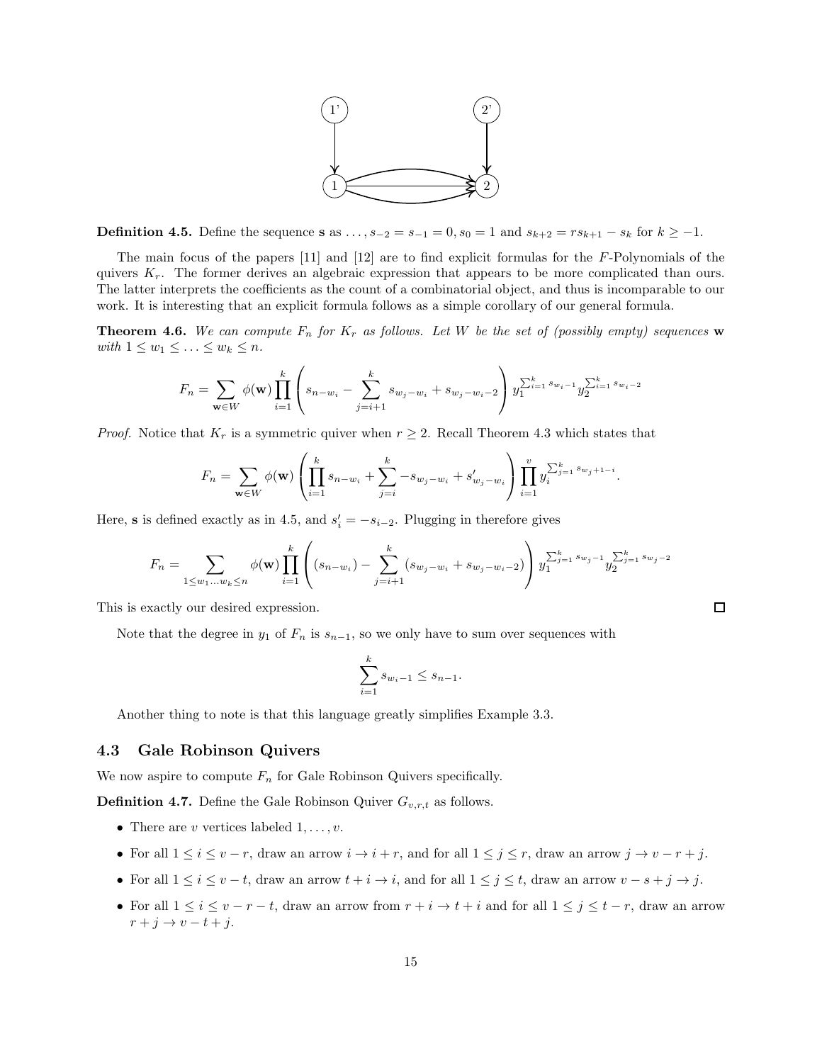**Definition 4.5.** Define the sequence $\mathbf{s}$ as $\ldots, s_{-2} = s_{-1} = 0, s_0 = 1$ and $s_{k+2} = rs_{k+1} - s_k$ for $k \geq -1$.

The main focus of the papers [11] and [12] are to find explicit formulas for the $F$-Polynomials of the quivers $K_r$. The former derives an algebraic expression that appears to be more complicated than ours. The latter interprets the coefficients as the count of a combinatorial object, and thus is incomparable to our work. It is interesting that an explicit formula follows as a simple corollary of our general formula.

**Theorem 4.6.** *We can compute $F_n$ for $K_r$ as follows. Let $W$ be the set of (possibly empty) sequences $\mathbf{w}$ with $1 \leq w_1 \leq \ldots \leq w_k \leq n$.*

$$F_n = \sum_{\mathbf{w} \in W} \phi(\mathbf{w}) \prod_{i=1}^{k} \left( s_{n-w_i} - \sum_{j=i+1}^{k} s_{w_j - w_i} + s_{w_j - w_i - 2} \right) y_1^{\sum_{i=1}^k s_{w_i - 1}} y_2^{\sum_{i=1}^k s_{w_i - 2}}$$

*Proof.* Notice that $K_r$ is a symmetric quiver when $r \geq 2$. Recall Theorem 4.3 which states that

$$F_n = \sum_{\mathbf{w} \in W} \phi(\mathbf{w}) \left( \prod_{i=1}^{k} s_{n-w_i} + \sum_{j=i}^{k} -s_{w_j - w_i} + s'_{w_j - w_i} \right) \prod_{i=1}^{v} y_i^{\sum_{j=1}^k s_{w_j + 1 - i}}.$$

Here, $\mathbf{s}$ is defined exactly as in 4.5, and $s'_i = -s_{i-2}$. Plugging in therefore gives

$$F_n = \sum_{1 \leq w_1 \ldots w_k \leq n} \phi(\mathbf{w}) \prod_{i=1}^{k} \left( (s_{n-w_i}) - \sum_{j=i+1}^{k} (s_{w_j - w_i} + s_{w_j - w_i - 2}) \right) y_1^{\sum_{j=1}^k s_{w_j - 1}} y_2^{\sum_{j=1}^k s_{w_j - 2}}$$

This is exactly our desired expression. ∎

Note that the degree in $y_1$ of $F_n$ is $s_{n-1}$, so we only have to sum over sequences with

$$\sum_{i=1}^{k} s_{w_i - 1} \leq s_{n-1}.$$

Another thing to note is that this language greatly simplifies Example 3.3.

## 4.3 Gale Robinson Quivers

We now aspire to compute $F_n$ for Gale Robinson Quivers specifically.

**Definition 4.7.** Define the Gale Robinson Quiver $G_{v,r,t}$ as follows.

- There are $v$ vertices labeled $1, \ldots, v$.
- For all $1 \leq i \leq v - r$, draw an arrow $i \to i + r$, and for all $1 \leq j \leq r$, draw an arrow $j \to v - r + j$.
- For all $1 \leq i \leq v - t$, draw an arrow $t + i \to i$, and for all $1 \leq j \leq t$, draw an arrow $v - s + j \to j$.
- For all $1 \leq i \leq v - r - t$, draw an arrow from $r + i \to t + i$ and for all $1 \leq j \leq t - r$, draw an arrow $r + j \to v - t + j$.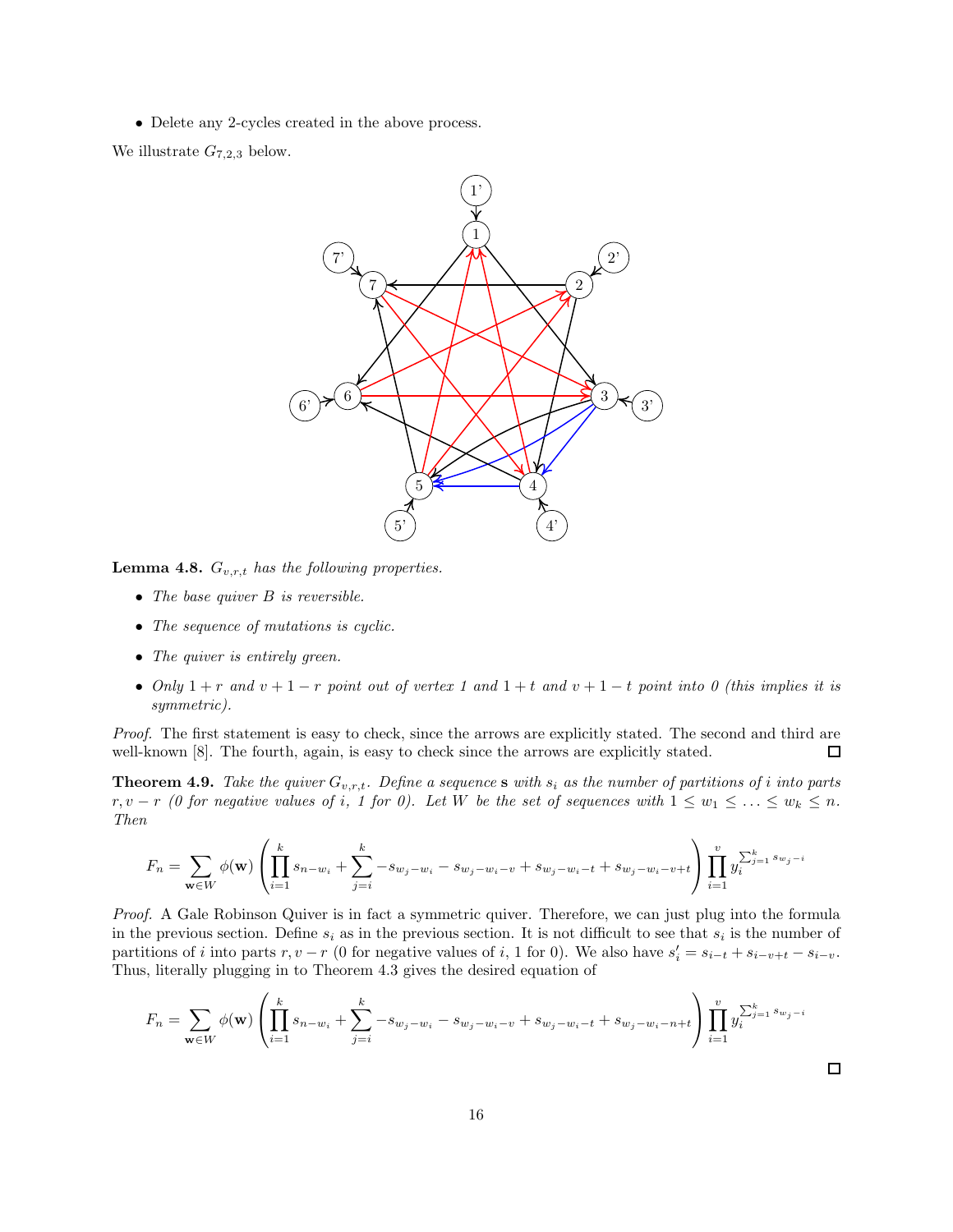- Delete any 2-cycles created in the above process.

We illustrate $G_{7,2,3}$ below.

**Lemma 4.8.** *$G_{v,r,t}$ has the following properties.*

- *The base quiver $B$ is reversible.*
- *The sequence of mutations is cyclic.*
- *The quiver is entirely green.*
- *Only $1+r$ and $v+1-r$ point out of vertex 1 and $1+t$ and $v+1-t$ point into 0 (this implies it is symmetric).*

*Proof.* The first statement is easy to check, since the arrows are explicitly stated. The second and third are well-known [8]. The fourth, again, is easy to check since the arrows are explicitly stated. ☐

**Theorem 4.9.** *Take the quiver $G_{v,r,t}$. Define a sequence $\mathbf{s}$ with $s_i$ as the number of partitions of $i$ into parts $r, v-r$ (0 for negative values of $i$, 1 for 0). Let $W$ be the set of sequences with $1 \le w_1 \le \ldots \le w_k \le n$. Then*

$$F_n = \sum_{\mathbf{w} \in W} \phi(\mathbf{w}) \left( \prod_{i=1}^{k} s_{n-w_i} + \sum_{j=i}^{k} -s_{w_j-w_i} - s_{w_j-w_i-v} + s_{w_j-w_i-t} + s_{w_j-w_i-v+t} \right) \prod_{i=1}^{v} y_i^{\sum_{j=1}^{k} s_{w_j-i}}$$

*Proof.* A Gale Robinson Quiver is in fact a symmetric quiver. Therefore, we can just plug into the formula in the previous section. Define $s_i$ as in the previous section. It is not difficult to see that $s_i$ is the number of partitions of $i$ into parts $r, v-r$ (0 for negative values of $i$, 1 for 0). We also have $s'_i = s_{i-t} + s_{i-v+t} - s_{i-v}$. Thus, literally plugging in to Theorem 4.3 gives the desired equation of

$$F_n = \sum_{\mathbf{w} \in W} \phi(\mathbf{w}) \left( \prod_{i=1}^{k} s_{n-w_i} + \sum_{j=i}^{k} -s_{w_j-w_i} - s_{w_j-w_i-v} + s_{w_j-w_i-t} + s_{w_j-w_i-n+t} \right) \prod_{i=1}^{v} y_i^{\sum_{j=1}^{k} s_{w_j-i}}$$

☐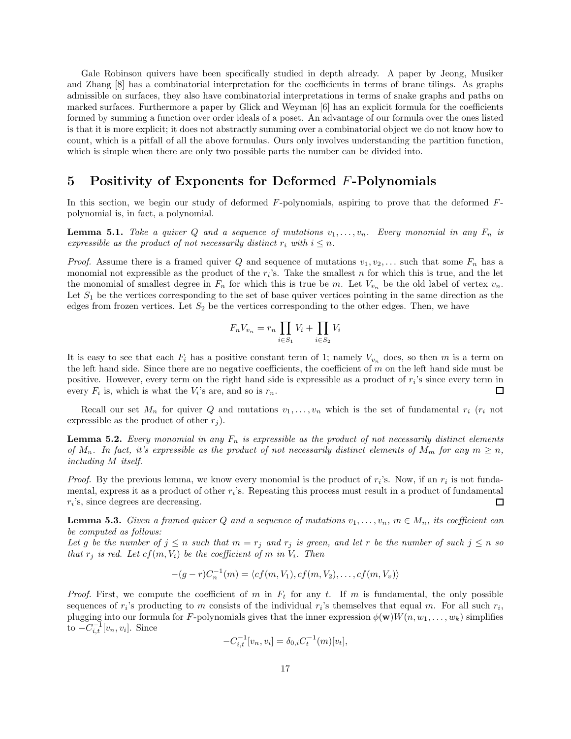Gale Robinson quivers have been specifically studied in depth already. A paper by Jeong, Musiker and Zhang [8] has a combinatorial interpretation for the coefficients in terms of brane tilings. As graphs admissible on surfaces, they also have combinatorial interpretations in terms of snake graphs and paths on marked surfaces. Furthermore a paper by Glick and Weyman [6] has an explicit formula for the coefficients formed by summing a function over order ideals of a poset. An advantage of our formula over the ones listed is that it is more explicit; it does not abstractly summing over a combinatorial object we do not know how to count, which is a pitfall of all the above formulas. Ours only involves understanding the partition function, which is simple when there are only two possible parts the number can be divided into.

## 5 Positivity of Exponents for Deformed $F$-Polynomials

In this section, we begin our study of deformed $F$-polynomials, aspiring to prove that the deformed $F$-polynomial is, in fact, a polynomial.

**Lemma 5.1.** *Take a quiver $Q$ and a sequence of mutations $v_1, \ldots, v_n$. Every monomial in any $F_n$ is expressible as the product of not necessarily distinct $r_i$ with $i \leq n$.*

*Proof.* Assume there is a framed quiver $Q$ and sequence of mutations $v_1, v_2, \ldots$ such that some $F_n$ has a monomial not expressible as the product of the $r_i$'s. Take the smallest $n$ for which this is true, and the let the monomial of smallest degree in $F_n$ for which this is true be $m$. Let $V_{v_n}$ be the old label of vertex $v_n$. Let $S_1$ be the vertices corresponding to the set of base quiver vertices pointing in the same direction as the edges from frozen vertices. Let $S_2$ be the vertices corresponding to the other edges. Then, we have

$$F_n V_{v_n} = r_n \prod_{i \in S_1} V_i + \prod_{i \in S_2} V_i$$

It is easy to see that each $F_i$ has a positive constant term of 1; namely $V_{v_n}$ does, so then $m$ is a term on the left hand side. Since there are no negative coefficients, the coefficient of $m$ on the left hand side must be positive. However, every term on the right hand side is expressible as a product of $r_i$'s since every term in every $F_i$ is, which is what the $V_i$'s are, and so is $r_n$. $\square$

Recall our set $M_n$ for quiver $Q$ and mutations $v_1, \ldots, v_n$ which is the set of fundamental $r_i$ ($r_i$ not expressible as the product of other $r_j$).

**Lemma 5.2.** *Every monomial in any $F_n$ is expressible as the product of not necessarily distinct elements of $M_n$. In fact, it's expressible as the product of not necessarily distinct elements of $M_m$ for any $m \geq n$, including $M$ itself.*

*Proof.* By the previous lemma, we know every monomial is the product of $r_i$'s. Now, if an $r_i$ is not fundamental, express it as a product of other $r_i$'s. Repeating this process must result in a product of fundamental $r_i$'s, since degrees are decreasing. $\square$

**Lemma 5.3.** *Given a framed quiver $Q$ and a sequence of mutations $v_1, \ldots, v_n$, $m \in M_n$, its coefficient can be computed as follows:*
*Let $g$ be the number of $j \leq n$ such that $m = r_j$ and $r_j$ is green, and let $r$ be the number of such $j \leq n$ so that $r_j$ is red. Let $cf(m, V_i)$ be the coefficient of $m$ in $V_i$. Then*

$$-(g - r) C_n^{-1}(m) = \langle cf(m, V_1), cf(m, V_2), \ldots, cf(m, V_v) \rangle$$

*Proof.* First, we compute the coefficient of $m$ in $F_t$ for any $t$. If $m$ is fundamental, the only possible sequences of $r_i$'s producting to $m$ consists of the individual $r_i$'s themselves that equal $m$. For all such $r_i$, plugging into our formula for $F$-polynomials gives that the inner expression $\phi(\mathbf{w}) W(n, w_1, \ldots, w_k)$ simplifies to $-C_{i,t}^{-1}[v_n, v_i]$. Since

$$-C_{i,t}^{-1}[v_n, v_i] = \delta_{0,i} C_t^{-1}(m)[v_t],$$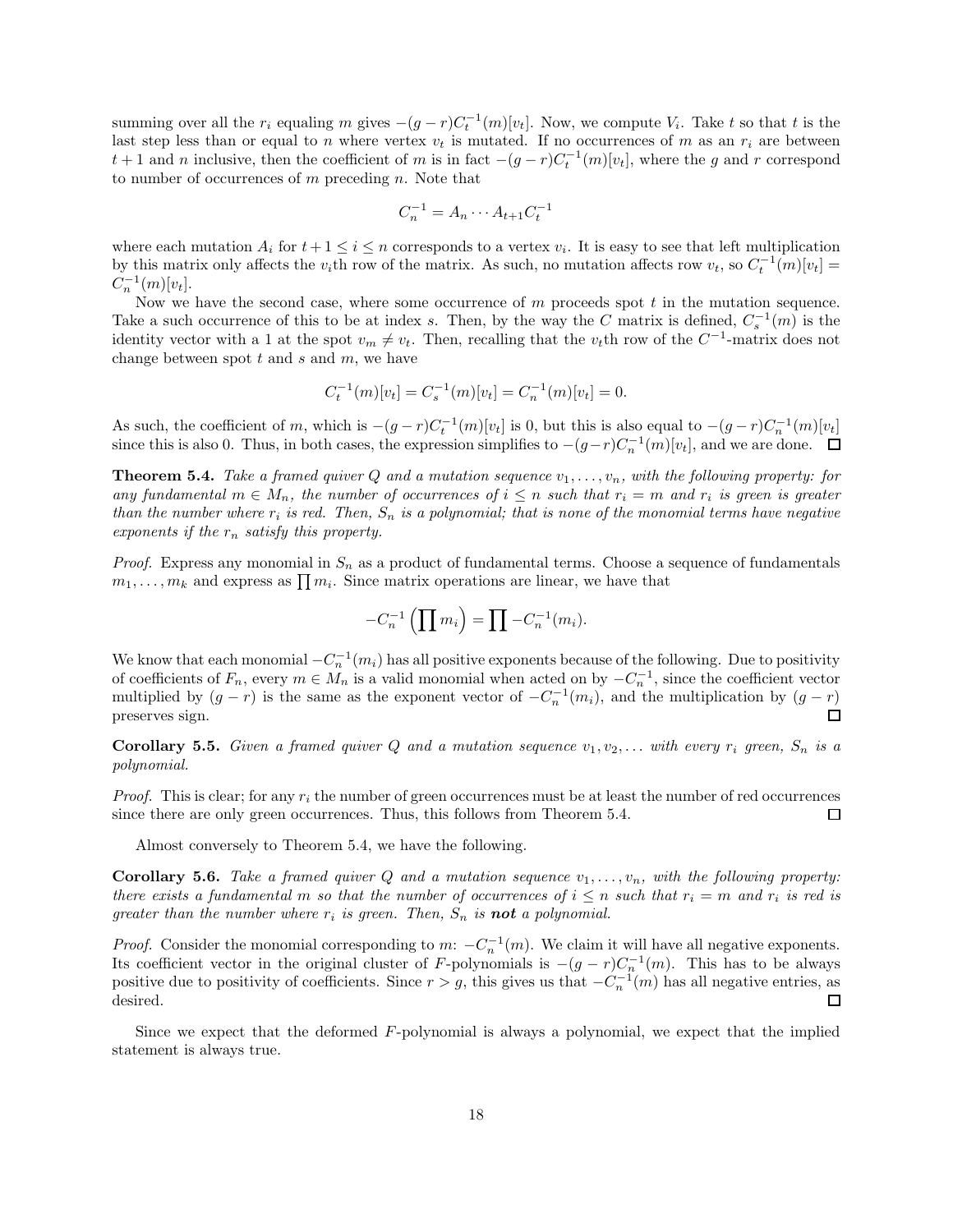summing over all the $r_i$ equaling $m$ gives $-(g-r)C_t^{-1}(m)[v_t]$. Now, we compute $V_i$. Take $t$ so that $t$ is the last step less than or equal to $n$ where vertex $v_t$ is mutated. If no occurrences of $m$ as an $r_i$ are between $t+1$ and $n$ inclusive, then the coefficient of $m$ is in fact $-(g-r)C_t^{-1}(m)[v_t]$, where the $g$ and $r$ correspond to number of occurrences of $m$ preceding $n$. Note that

$$C_n^{-1} = A_n \cdots A_{t+1} C_t^{-1}$$

where each mutation $A_i$ for $t+1 \leq i \leq n$ corresponds to a vertex $v_i$. It is easy to see that left multiplication by this matrix only affects the $v_i$th row of the matrix. As such, no mutation affects row $v_t$, so $C_t^{-1}(m)[v_t] = C_n^{-1}(m)[v_t]$.

Now we have the second case, where some occurrence of $m$ proceeds spot $t$ in the mutation sequence. Take a such occurrence of this to be at index $s$. Then, by the way the $C$ matrix is defined, $C_s^{-1}(m)$ is the identity vector with a 1 at the spot $v_m \neq v_t$. Then, recalling that the $v_t$th row of the $C^{-1}$-matrix does not change between spot $t$ and $s$ and $m$, we have

$$C_t^{-1}(m)[v_t] = C_s^{-1}(m)[v_t] = C_n^{-1}(m)[v_t] = 0.$$

As such, the coefficient of $m$, which is $-(g-r)C_t^{-1}(m)[v_t]$ is 0, but this is also equal to $-(g-r)C_n^{-1}(m)[v_t]$ since this is also 0. Thus, in both cases, the expression simplifies to $-(g-r)C_n^{-1}(m)[v_t]$, and we are done. ☐

**Theorem 5.4.** *Take a framed quiver $Q$ and a mutation sequence $v_1, \dots, v_n$, with the following property: for any fundamental $m \in M_n$, the number of occurrences of $i \leq n$ such that $r_i = m$ and $r_i$ is green is greater than the number where $r_i$ is red. Then, $S_n$ is a polynomial; that is none of the monomial terms have negative exponents if the $r_n$ satisfy this property.*

*Proof.* Express any monomial in $S_n$ as a product of fundamental terms. Choose a sequence of fundamentals $m_1, \dots, m_k$ and express as $\prod m_i$. Since matrix operations are linear, we have that

$$-C_n^{-1}\left(\prod m_i\right) = \prod -C_n^{-1}(m_i).$$

We know that each monomial $-C_n^{-1}(m_i)$ has all positive exponents because of the following. Due to positivity of coefficients of $F_n$, every $m \in M_n$ is a valid monomial when acted on by $-C_n^{-1}$, since the coefficient vector multiplied by $(g-r)$ is the same as the exponent vector of $-C_n^{-1}(m_i)$, and the multiplication by $(g-r)$ preserves sign. ☐

**Corollary 5.5.** *Given a framed quiver $Q$ and a mutation sequence $v_1, v_2, \dots$ with every $r_i$ green, $S_n$ is a polynomial.*

*Proof.* This is clear; for any $r_i$ the number of green occurrences must be at least the number of red occurrences since there are only green occurrences. Thus, this follows from Theorem 5.4. ☐

Almost conversely to Theorem 5.4, we have the following.

**Corollary 5.6.** *Take a framed quiver $Q$ and a mutation sequence $v_1, \dots, v_n$, with the following property: there exists a fundamental $m$ so that the number of occurrences of $i \leq n$ such that $r_i = m$ and $r_i$ is red is greater than the number where $r_i$ is green. Then, $S_n$ is **not** a polynomial.*

*Proof.* Consider the monomial corresponding to $m$: $-C_n^{-1}(m)$. We claim it will have all negative exponents. Its coefficient vector in the original cluster of $F$-polynomials is $-(g-r)C_n^{-1}(m)$. This has to be always positive due to positivity of coefficients. Since $r > g$, this gives us that $-C_n^{-1}(m)$ has all negative entries, as desired. ☐

Since we expect that the deformed $F$-polynomial is always a polynomial, we expect that the implied statement is always true.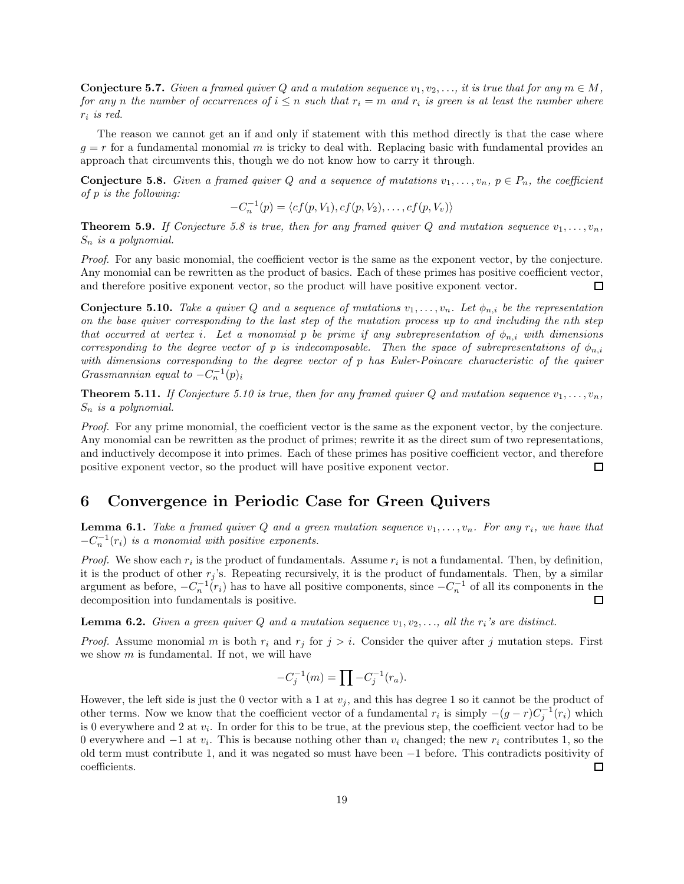**Conjecture 5.7.** *Given a framed quiver $Q$ and a mutation sequence $v_1, v_2, \ldots$, it is true that for any $m \in M$, for any $n$ the number of occurrences of $i \leq n$ such that $r_i = m$ and $r_i$ is green is at least the number where $r_i$ is red.*

The reason we cannot get an if and only if statement with this method directly is that the case where $g = r$ for a fundamental monomial $m$ is tricky to deal with. Replacing basic with fundamental provides an approach that circumvents this, though we do not know how to carry it through.

**Conjecture 5.8.** *Given a framed quiver $Q$ and a sequence of mutations $v_1, \ldots, v_n$, $p \in P_n$, the coefficient of $p$ is the following:*

$$-C_n^{-1}(p) = \langle cf(p, V_1), cf(p, V_2), \ldots, cf(p, V_v) \rangle$$

**Theorem 5.9.** *If Conjecture 5.8 is true, then for any framed quiver $Q$ and mutation sequence $v_1, \ldots, v_n$, $S_n$ is a polynomial.*

*Proof.* For any basic monomial, the coefficient vector is the same as the exponent vector, by the conjecture. Any monomial can be rewritten as the product of basics. Each of these primes has positive coefficient vector, and therefore positive exponent vector, so the product will have positive exponent vector. $\square$

**Conjecture 5.10.** *Take a quiver $Q$ and a sequence of mutations $v_1, \ldots, v_n$. Let $\phi_{n,i}$ be the representation on the base quiver corresponding to the last step of the mutation process up to and including the $n$th step that occurred at vertex $i$. Let a monomial $p$ be prime if any subrepresentation of $\phi_{n,i}$ with dimensions corresponding to the degree vector of $p$ is indecomposable. Then the space of subrepresentations of $\phi_{n,i}$ with dimensions corresponding to the degree vector of $p$ has Euler-Poincare characteristic of the quiver Grassmannian equal to $-C_n^{-1}(p)_i$*

**Theorem 5.11.** *If Conjecture 5.10 is true, then for any framed quiver $Q$ and mutation sequence $v_1, \ldots, v_n$, $S_n$ is a polynomial.*

*Proof.* For any prime monomial, the coefficient vector is the same as the exponent vector, by the conjecture. Any monomial can be rewritten as the product of primes; rewrite it as the direct sum of two representations, and inductively decompose it into primes. Each of these primes has positive coefficient vector, and therefore positive exponent vector, so the product will have positive exponent vector. $\square$

## 6 Convergence in Periodic Case for Green Quivers

**Lemma 6.1.** *Take a framed quiver $Q$ and a green mutation sequence $v_1, \ldots, v_n$. For any $r_i$, we have that $-C_n^{-1}(r_i)$ is a monomial with positive exponents.*

*Proof.* We show each $r_i$ is the product of fundamentals. Assume $r_i$ is not a fundamental. Then, by definition, it is the product of other $r_j$'s. Repeating recursively, it is the product of fundamentals. Then, by a similar argument as before, $-C_n^{-1}(r_i)$ has to have all positive components, since $-C_n^{-1}$ of all its components in the decomposition into fundamentals is positive. $\square$

**Lemma 6.2.** *Given a green quiver $Q$ and a mutation sequence $v_1, v_2, \ldots$, all the $r_i$'s are distinct.*

*Proof.* Assume monomial $m$ is both $r_i$ and $r_j$ for $j > i$. Consider the quiver after $j$ mutation steps. First we show $m$ is fundamental. If not, we will have

$$-C_j^{-1}(m) = \prod -C_j^{-1}(r_a).$$

However, the left side is just the 0 vector with a 1 at $v_j$, and this has degree 1 so it cannot be the product of other terms. Now we know that the coefficient vector of a fundamental $r_i$ is simply $-(g-r)C_j^{-1}(r_i)$ which is 0 everywhere and 2 at $v_i$. In order for this to be true, at the previous step, the coefficient vector had to be 0 everywhere and $-1$ at $v_i$. This is because nothing other than $v_i$ changed; the new $r_i$ contributes 1, so the old term must contribute 1, and it was negated so must have been $-1$ before. This contradicts positivity of coefficients. $\square$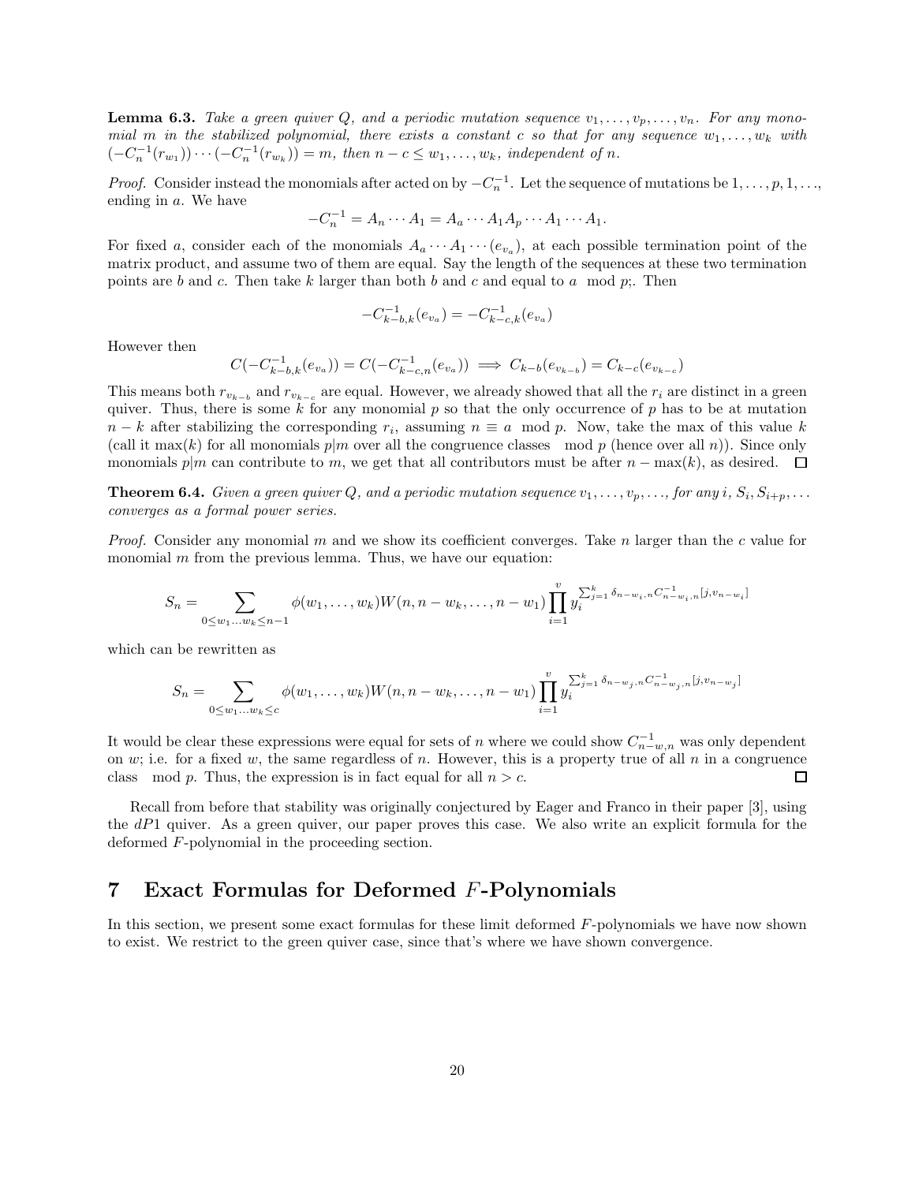**Lemma 6.3.** *Take a green quiver $Q$, and a periodic mutation sequence $v_1, \ldots, v_p, \ldots, v_n$. For any monomial $m$ in the stabilized polynomial, there exists a constant $c$ so that for any sequence $w_1, \ldots, w_k$ with $(-C_n^{-1}(r_{w_1})) \cdots (-C_n^{-1}(r_{w_k})) = m$, then $n - c \leq w_1, \ldots, w_k$, independent of $n$.*

*Proof.* Consider instead the monomials after acted on by $-C_n^{-1}$. Let the sequence of mutations be $1, \ldots, p, 1, \ldots,$ ending in $a$. We have

$$-C_n^{-1} = A_n \cdots A_1 = A_a \cdots A_1 A_p \cdots A_1 \cdots A_1.$$

For fixed $a$, consider each of the monomials $A_a \cdots A_1 \cdots (e_{v_a})$, at each possible termination point of the matrix product, and assume two of them are equal. Say the length of the sequences at these two termination points are $b$ and $c$. Then take $k$ larger than both $b$ and $c$ and equal to $a \mod p$;. Then

$$-C_{k-b,k}^{-1}(e_{v_a}) = -C_{k-c,k}^{-1}(e_{v_a})$$

However then

$$C(-C_{k-b,k}^{-1}(e_{v_a})) = C(-C_{k-c,n}^{-1}(e_{v_a})) \implies C_{k-b}(e_{v_{k-b}}) = C_{k-c}(e_{v_{k-c}})$$

This means both $r_{v_{k-b}}$ and $r_{v_{k-c}}$ are equal. However, we already showed that all the $r_i$ are distinct in a green quiver. Thus, there is some $k$ for any monomial $p$ so that the only occurrence of $p$ has to be at mutation $n - k$ after stabilizing the corresponding $r_i$, assuming $n \equiv a \mod p$. Now, take the max of this value $k$ (call it $\max(k)$ for all monomials $p|m$ over all the congruence classes $\mod p$ (hence over all $n$)). Since only monomials $p|m$ can contribute to $m$, we get that all contributors must be after $n - \max(k)$, as desired. $\square$

**Theorem 6.4.** *Given a green quiver $Q$, and a periodic mutation sequence $v_1, \ldots, v_p, \ldots$, for any $i$, $S_i, S_{i+p}, \ldots$ converges as a formal power series.*

*Proof.* Consider any monomial $m$ and we show its coefficient converges. Take $n$ larger than the $c$ value for monomial $m$ from the previous lemma. Thus, we have our equation:

$$S_n = \sum_{0 \leq w_1 \ldots w_k \leq n-1} \phi(w_1, \ldots, w_k) W(n, n - w_k, \ldots, n - w_1) \prod_{i=1}^{v} y_i^{\sum_{j=1}^{k} \delta_{n-w_i,n} C_{n-w_i,n}^{-1}[j, v_{n-w_i}]}$$

which can be rewritten as

$$S_n = \sum_{0 \leq w_1 \ldots w_k \leq c} \phi(w_1, \ldots, w_k) W(n, n - w_k, \ldots, n - w_1) \prod_{i=1}^{v} y_i^{\sum_{j=1}^{k} \delta_{n-w_j,n} C_{n-w_j,n}^{-1}[j, v_{n-w_j}]}$$

It would be clear these expressions were equal for sets of $n$ where we could show $C_{n-w,n}^{-1}$ was only dependent on $w$; i.e. for a fixed $w$, the same regardless of $n$. However, this is a property true of all $n$ in a congruence class $\mod p$. Thus, the expression is in fact equal for all $n > c$. $\square$

Recall from before that stability was originally conjectured by Eager and Franco in their paper [3], using the $dP1$ quiver. As a green quiver, our paper proves this case. We also write an explicit formula for the deformed $F$-polynomial in the proceeding section.

# 7 Exact Formulas for Deformed $F$-Polynomials

In this section, we present some exact formulas for these limit deformed $F$-polynomials we have now shown to exist. We restrict to the green quiver case, since that's where we have shown convergence.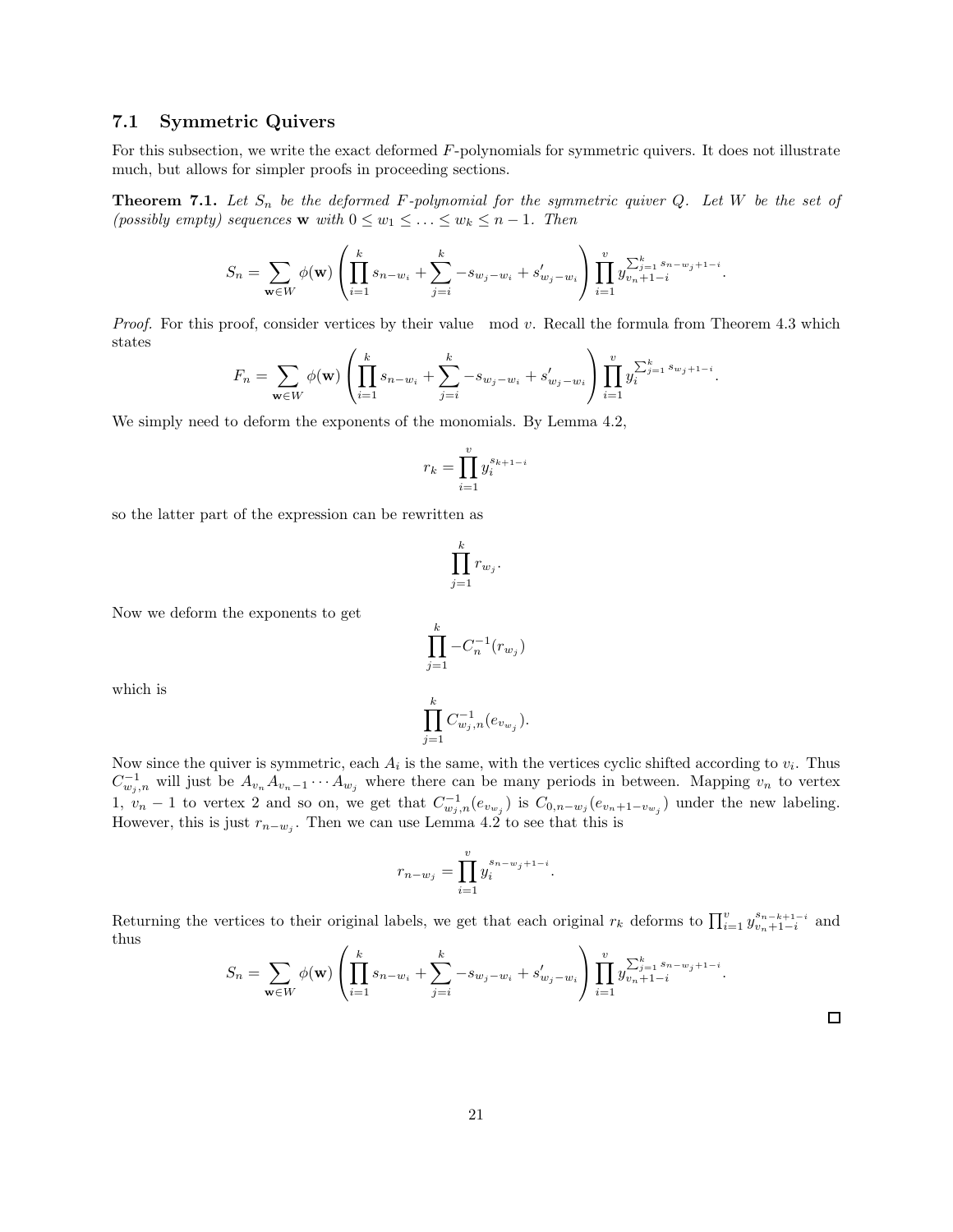### 7.1 Symmetric Quivers

For this subsection, we write the exact deformed $F$-polynomials for symmetric quivers. It does not illustrate much, but allows for simpler proofs in proceeding sections.

**Theorem 7.1.** *Let $S_n$ be the deformed $F$-polynomial for the symmetric quiver $Q$. Let $W$ be the set of (possibly empty) sequences $\mathbf{w}$ with $0 \leq w_1 \leq \ldots \leq w_k \leq n-1$. Then*

$$S_n = \sum_{\mathbf{w}\in W} \phi(\mathbf{w}) \left( \prod_{i=1}^{k} s_{n-w_i} + \sum_{j=i}^{k} -s_{w_j - w_i} + s'_{w_j - w_i} \right) \prod_{i=1}^{v} y_{v_n+1-i}^{\sum_{j=1}^{k} s_{n-w_j+1-i}}.$$

*Proof.* For this proof, consider vertices by their value $\mod v$. Recall the formula from Theorem 4.3 which states

$$F_n = \sum_{\mathbf{w}\in W} \phi(\mathbf{w}) \left( \prod_{i=1}^{k} s_{n-w_i} + \sum_{j=i}^{k} -s_{w_j - w_i} + s'_{w_j - w_i} \right) \prod_{i=1}^{v} y_i^{\sum_{j=1}^{k} s_{w_j+1-i}}.$$

We simply need to deform the exponents of the monomials. By Lemma 4.2,

$$r_k = \prod_{i=1}^{v} y_i^{s_{k+1-i}}$$

so the latter part of the expression can be rewritten as

$$\prod_{j=1}^{k} r_{w_j}.$$

Now we deform the exponents to get

$$\prod_{j=1}^{k} -C_n^{-1}(r_{w_j})$$

which is

$$\prod_{j=1}^{k} C_{w_j,n}^{-1}(e_{v_{w_j}}).$$

Now since the quiver is symmetric, each $A_i$ is the same, with the vertices cyclic shifted according to $v_i$. Thus $C_{w_j,n}^{-1}$ will just be $A_{v_n} A_{v_n-1} \cdots A_{w_j}$ where there can be many periods in between. Mapping $v_n$ to vertex 1, $v_n - 1$ to vertex 2 and so on, we get that $C_{w_j,n}^{-1}(e_{v_{w_j}})$ is $C_{0,n-w_j}(e_{v_n+1-v_{w_j}})$ under the new labeling. However, this is just $r_{n-w_j}$. Then we can use Lemma 4.2 to see that this is

$$r_{n-w_j} = \prod_{i=1}^{v} y_i^{s_{n-w_j+1-i}}.$$

Returning the vertices to their original labels, we get that each original $r_k$ deforms to $\prod_{i=1}^{v} y_{v_n+1-i}^{s_{n-k+1-i}}$ and thus

$$S_n = \sum_{\mathbf{w}\in W} \phi(\mathbf{w}) \left( \prod_{i=1}^{k} s_{n-w_i} + \sum_{j=i}^{k} -s_{w_j - w_i} + s'_{w_j - w_i} \right) \prod_{i=1}^{v} y_{v_n+1-i}^{\sum_{j=1}^{k} s_{n-w_j+1-i}}.$$

$\square$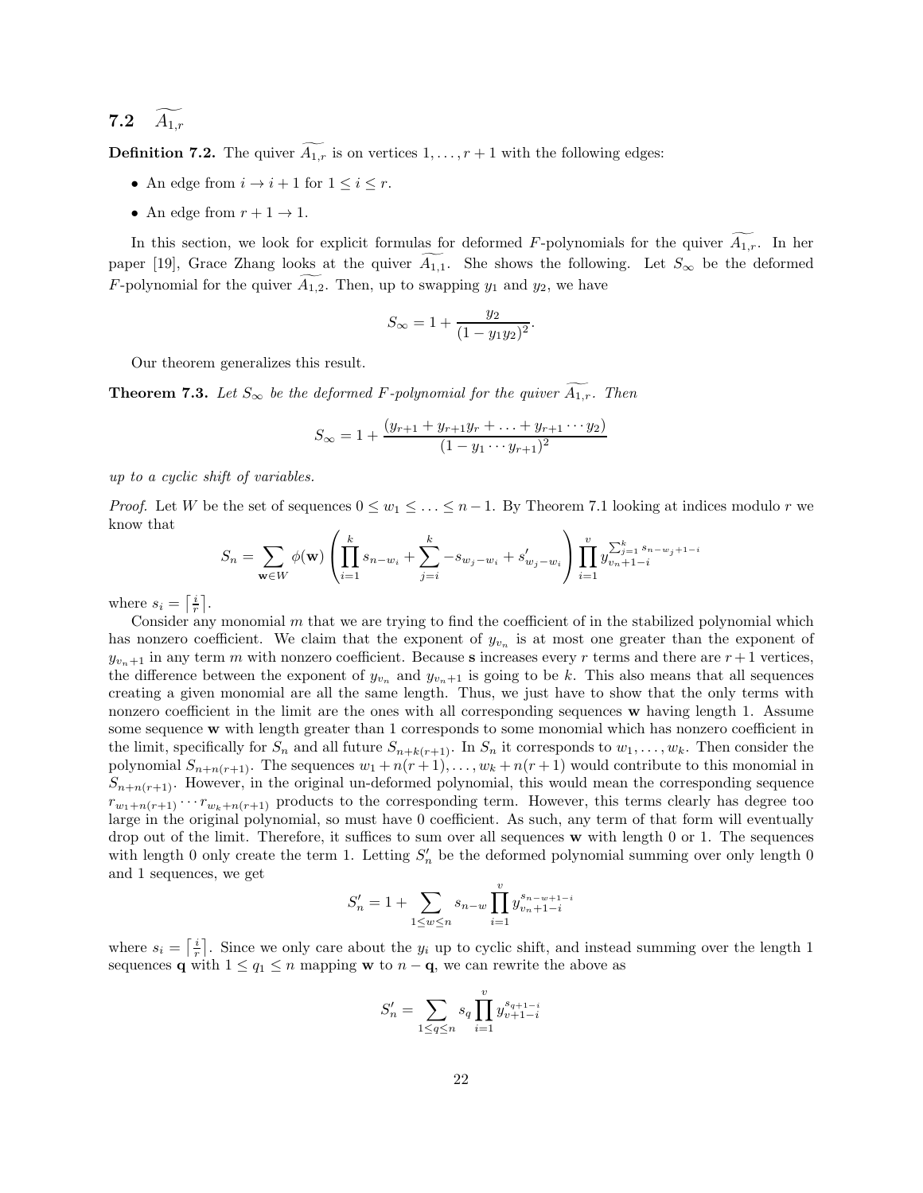### 7.2 $\widetilde{A_{1,r}}$

**Definition 7.2.** The quiver $\widetilde{A_{1,r}}$ is on vertices $1, \ldots, r+1$ with the following edges:

- An edge from $i \to i+1$ for $1 \leq i \leq r$.
- An edge from $r+1 \to 1$.

In this section, we look for explicit formulas for deformed $F$-polynomials for the quiver $\widetilde{A_{1,r}}$. In her paper [19], Grace Zhang looks at the quiver $\widetilde{A_{1,1}}$. She shows the following. Let $S_\infty$ be the deformed $F$-polynomial for the quiver $\widetilde{A_{1,2}}$. Then, up to swapping $y_1$ and $y_2$, we have

$$S_\infty = 1 + \frac{y_2}{(1 - y_1 y_2)^2}.$$

Our theorem generalizes this result.

**Theorem 7.3.** *Let $S_\infty$ be the deformed $F$-polynomial for the quiver $\widetilde{A_{1,r}}$. Then*

$$S_\infty = 1 + \frac{(y_{r+1} + y_{r+1} y_r + \ldots + y_{r+1} \cdots y_2)}{(1 - y_1 \cdots y_{r+1})^2}$$

*up to a cyclic shift of variables.*

*Proof.* Let $W$ be the set of sequences $0 \leq w_1 \leq \ldots \leq n-1$. By Theorem 7.1 looking at indices modulo $r$ we know that

$$S_n = \sum_{\mathbf{w} \in W} \phi(\mathbf{w}) \left( \prod_{i=1}^{k} s_{n-w_i} + \sum_{j=i}^{k} -s_{w_j - w_i} + s'_{w_j - w_i} \right) \prod_{i=1}^{v} y_{v_n+1-i}^{\sum_{j=1}^{k} s_{n-w_j+1-i}}$$

where $s_i = \left\lceil \frac{i}{r} \right\rceil$.

Consider any monomial $m$ that we are trying to find the coefficient of in the stabilized polynomial which has nonzero coefficient. We claim that the exponent of $y_{v_n}$ is at most one greater than the exponent of $y_{v_n+1}$ in any term $m$ with nonzero coefficient. Because $\mathbf{s}$ increases every $r$ terms and there are $r+1$ vertices, the difference between the exponent of $y_{v_n}$ and $y_{v_n+1}$ is going to be $k$. This also means that all sequences creating a given monomial are all the same length. Thus, we just have to show that the only terms with nonzero coefficient in the limit are the ones with all corresponding sequences $\mathbf{w}$ having length 1. Assume some sequence $\mathbf{w}$ with length greater than 1 corresponds to some monomial which has nonzero coefficient in the limit, specifically for $S_n$ and all future $S_{n+k(r+1)}$. In $S_n$ it corresponds to $w_1, \ldots, w_k$. Then consider the polynomial $S_{n+n(r+1)}$. The sequences $w_1 + n(r+1), \ldots, w_k + n(r+1)$ would contribute to this monomial in $S_{n+n(r+1)}$. However, in the original un-deformed polynomial, this would mean the corresponding sequence $r_{w_1+n(r+1)} \cdots r_{w_k+n(r+1)}$ products to the corresponding term. However, this terms clearly has degree too large in the original polynomial, so must have 0 coefficient. As such, any term of that form will eventually drop out of the limit. Therefore, it suffices to sum over all sequences $\mathbf{w}$ with length 0 or 1. The sequences with length 0 only create the term 1. Letting $S'_n$ be the deformed polynomial summing over only length 0 and 1 sequences, we get

$$S'_n = 1 + \sum_{1 \leq w \leq n} s_{n-w} \prod_{i=1}^{v} y_{v_n+1-i}^{s_{n-w+1-i}}$$

where $s_i = \left\lceil \frac{i}{r} \right\rceil$. Since we only care about the $y_i$ up to cyclic shift, and instead summing over the length 1 sequences $\mathbf{q}$ with $1 \leq q_1 \leq n$ mapping $\mathbf{w}$ to $n - \mathbf{q}$, we can rewrite the above as

$$S'_n = \sum_{1 \leq q \leq n} s_q \prod_{i=1}^{v} y_{v+1-i}^{s_{q+1-i}}$$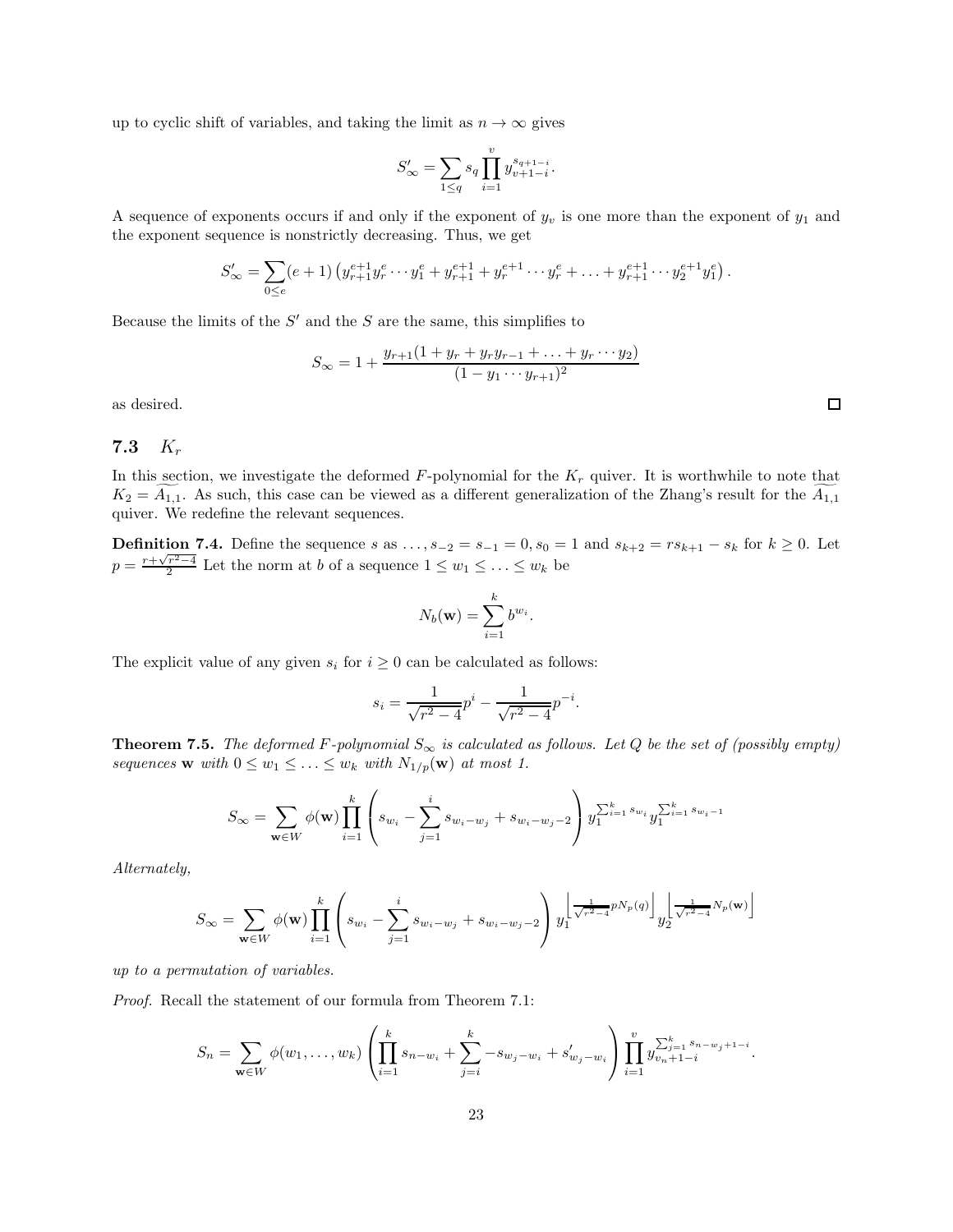up to cyclic shift of variables, and taking the limit as $n \to \infty$ gives

$$S'_\infty = \sum_{1 \leq q} s_q \prod_{i=1}^{v} y_{v+1-i}^{s_{q+1-i}}.$$

A sequence of exponents occurs if and only if the exponent of $y_v$ is one more than the exponent of $y_1$ and the exponent sequence is nonstrictly decreasing. Thus, we get

$$S'_\infty = \sum_{0 \leq e} (e+1) \left( y_{r+1}^{e+1} y_r^e \cdots y_1^e + y_{r+1}^{e+1} + y_r^{e+1} \cdots y_r^e + \ldots + y_{r+1}^{e+1} \cdots y_2^{e+1} y_1^e \right).$$

Because the limits of the $S'$ and the $S$ are the same, this simplifies to

$$S_\infty = 1 + \frac{y_{r+1}(1 + y_r + y_r y_{r-1} + \ldots + y_r \cdots y_2)}{(1 - y_1 \cdots y_{r+1})^2}$$

as desired. □

### 7.3 $K_r$

In this section, we investigate the deformed $F$-polynomial for the $K_r$ quiver. It is worthwhile to note that $K_2 = \widetilde{A_{1,1}}$. As such, this case can be viewed as a different generalization of the Zhang's result for the $\widetilde{A_{1,1}}$ quiver. We redefine the relevant sequences.

**Definition 7.4.** Define the sequence $s$ as $\ldots, s_{-2} = s_{-1} = 0, s_0 = 1$ and $s_{k+2} = rs_{k+1} - s_k$ for $k \geq 0$. Let $p = \frac{r + \sqrt{r^2-4}}{2}$ Let the norm at $b$ of a sequence $1 \leq w_1 \leq \ldots \leq w_k$ be

$$N_b(\mathbf{w}) = \sum_{i=1}^{k} b^{w_i}.$$

The explicit value of any given $s_i$ for $i \geq 0$ can be calculated as follows:

$$s_i = \frac{1}{\sqrt{r^2-4}} p^i - \frac{1}{\sqrt{r^2-4}} p^{-i}.$$

**Theorem 7.5.** *The deformed $F$-polynomial $S_\infty$ is calculated as follows. Let $Q$ be the set of (possibly empty) sequences $\mathbf{w}$ with $0 \leq w_1 \leq \ldots \leq w_k$ with $N_{1/p}(\mathbf{w})$ at most 1.*

$$S_\infty = \sum_{\mathbf{w} \in W} \phi(\mathbf{w}) \prod_{i=1}^{k} \left( s_{w_i} - \sum_{j=1}^{i} s_{w_i - w_j} + s_{w_i - w_j - 2} \right) y_1^{\sum_{i=1}^{k} s_{w_i}} y_1^{\sum_{i=1}^{k} s_{w_i - 1}}$$

*Alternately,*

$$S_\infty = \sum_{\mathbf{w} \in W} \phi(\mathbf{w}) \prod_{i=1}^{k} \left( s_{w_i} - \sum_{j=1}^{i} s_{w_i - w_j} + s_{w_i - w_j - 2} \right) y_1^{\left\lfloor \frac{1}{\sqrt{r^2-4}} p N_p(q) \right\rfloor} y_2^{\left\lfloor \frac{1}{\sqrt{r^2-4}} N_p(\mathbf{w}) \right\rfloor}$$

*up to a permutation of variables.*

*Proof.* Recall the statement of our formula from Theorem 7.1:

$$S_n = \sum_{\mathbf{w} \in W} \phi(w_1, \ldots, w_k) \left( \prod_{i=1}^{k} s_{n-w_i} + \sum_{j=i}^{k} -s_{w_j - w_i} + s'_{w_j - w_i} \right) \prod_{i=1}^{v} y_{v_n+1-i}^{\sum_{j=1}^{k} s_{n-w_j+1-i}}.$$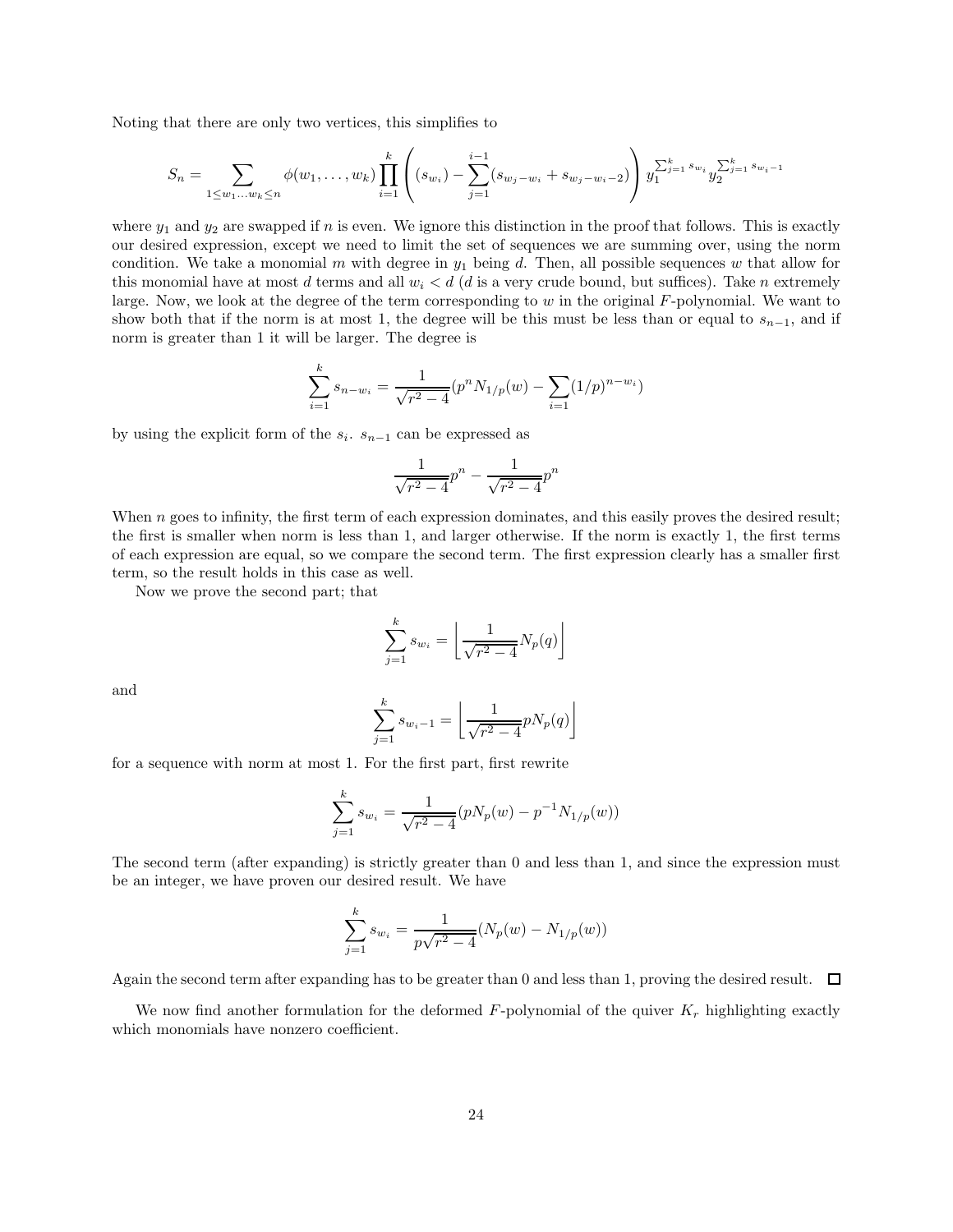Noting that there are only two vertices, this simplifies to

$$S_n = \sum_{1 \leq w_1 \ldots w_k \leq n} \phi(w_1, \ldots, w_k) \prod_{i=1}^{k} \left( (s_{w_i}) - \sum_{j=1}^{i-1} (s_{w_j - w_i} + s_{w_j - w_i - 2}) \right) y_1^{\sum_{j=1}^{k} s_{w_i}} y_2^{\sum_{j=1}^{k} s_{w_i - 1}}$$

where $y_1$ and $y_2$ are swapped if $n$ is even. We ignore this distinction in the proof that follows. This is exactly our desired expression, except we need to limit the set of sequences we are summing over, using the norm condition. We take a monomial $m$ with degree in $y_1$ being $d$. Then, all possible sequences $w$ that allow for this monomial have at most $d$ terms and all $w_i < d$ ($d$ is a very crude bound, but suffices). Take $n$ extremely large. Now, we look at the degree of the term corresponding to $w$ in the original $F$-polynomial. We want to show both that if the norm is at most 1, the degree will be this must be less than or equal to $s_{n-1}$, and if norm is greater than 1 it will be larger. The degree is

$$\sum_{i=1}^{k} s_{n-w_i} = \frac{1}{\sqrt{r^2-4}} (p^n N_{1/p}(w) - \sum_{i=1} (1/p)^{n-w_i})$$

by using the explicit form of the $s_i$. $s_{n-1}$ can be expressed as

$$\frac{1}{\sqrt{r^2-4}} p^n - \frac{1}{\sqrt{r^2-4}} p^n$$

When $n$ goes to infinity, the first term of each expression dominates, and this easily proves the desired result; the first is smaller when norm is less than 1, and larger otherwise. If the norm is exactly 1, the first terms of each expression are equal, so we compare the second term. The first expression clearly has a smaller first term, so the result holds in this case as well.

Now we prove the second part; that

$$\sum_{j=1}^{k} s_{w_i} = \left\lfloor \frac{1}{\sqrt{r^2-4}} N_p(q) \right\rfloor$$

and

$$\sum_{j=1}^{k} s_{w_i - 1} = \left\lfloor \frac{1}{\sqrt{r^2-4}} p N_p(q) \right\rfloor$$

for a sequence with norm at most 1. For the first part, first rewrite

$$\sum_{j=1}^{k} s_{w_i} = \frac{1}{\sqrt{r^2-4}} (p N_p(w) - p^{-1} N_{1/p}(w))$$

The second term (after expanding) is strictly greater than 0 and less than 1, and since the expression must be an integer, we have proven our desired result. We have

$$\sum_{j=1}^{k} s_{w_i} = \frac{1}{p\sqrt{r^2-4}} (N_p(w) - N_{1/p}(w))$$

Again the second term after expanding has to be greater than 0 and less than 1, proving the desired result. $\square$

We now find another formulation for the deformed $F$-polynomial of the quiver $K_r$ highlighting exactly which monomials have nonzero coefficient.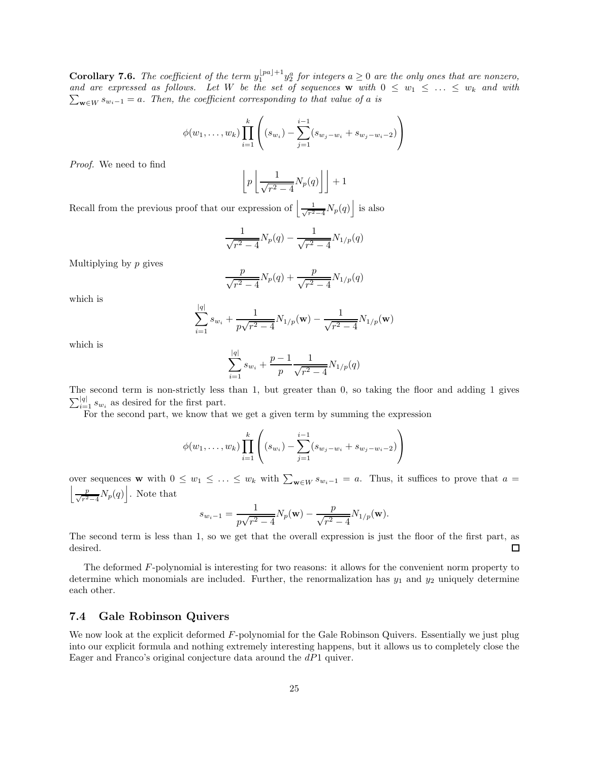**Corollary 7.6.** *The coefficient of the term $y_1^{\lfloor pa \rfloor + 1} y_2^a$ for integers $a \geq 0$ are the only ones that are nonzero, and are expressed as follows. Let $W$ be the set of sequences $\mathbf{w}$ with $0 \leq w_1 \leq \ldots \leq w_k$ and with $\sum_{\mathbf{w} \in W} s_{w_i - 1} = a$. Then, the coefficient corresponding to that value of $a$ is*

$$\phi(w_1, \ldots, w_k) \prod_{i=1}^{k} \left( (s_{w_i}) - \sum_{j=1}^{i-1} (s_{w_j - w_i} + s_{w_j - w_i - 2}) \right)$$

*Proof.* We need to find

$$\left\lfloor p \left\lfloor \frac{1}{\sqrt{r^2 - 4}} N_p(q) \right\rfloor \right\rfloor + 1$$

Recall from the previous proof that our expression of $\left\lfloor \frac{1}{\sqrt{r^2-4}} N_p(q) \right\rfloor$ is also

$$\frac{1}{\sqrt{r^2 - 4}} N_p(q) - \frac{1}{\sqrt{r^2 - 4}} N_{1/p}(q)$$

Multiplying by $p$ gives

$$\frac{p}{\sqrt{r^2 - 4}} N_p(q) + \frac{p}{\sqrt{r^2 - 4}} N_{1/p}(q)$$

which is

$$\sum_{i=1}^{|q|} s_{w_i} + \frac{1}{p\sqrt{r^2 - 4}} N_{1/p}(\mathbf{w}) - \frac{1}{\sqrt{r^2 - 4}} N_{1/p}(\mathbf{w})$$

which is

$$\sum_{i=1}^{|q|} s_{w_i} + \frac{p-1}{p} \frac{1}{\sqrt{r^2 - 4}} N_{1/p}(q)$$

The second term is non-strictly less than 1, but greater than 0, so taking the floor and adding 1 gives $\sum_{i=1}^{|q|} s_{w_i}$ as desired for the first part.

For the second part, we know that we get a given term by summing the expression

$$\phi(w_1, \ldots, w_k) \prod_{i=1}^{k} \left( (s_{w_i}) - \sum_{j=1}^{i-1} (s_{w_j - w_i} + s_{w_j - w_i - 2}) \right)$$

over sequences $\mathbf{w}$ with $0 \leq w_1 \leq \ldots \leq w_k$ with $\sum_{\mathbf{w} \in W} s_{w_i - 1} = a$. Thus, it suffices to prove that $a = \left\lfloor \frac{p}{\sqrt{r^2-4}} N_p(q) \right\rfloor$. Note that

$$s_{w_i - 1} = \frac{1}{p\sqrt{r^2 - 4}} N_p(\mathbf{w}) - \frac{p}{\sqrt{r^2 - 4}} N_{1/p}(\mathbf{w}).$$

The second term is less than 1, so we get that the overall expression is just the floor of the first part, as desired. $\square$

The deformed $F$-polynomial is interesting for two reasons: it allows for the convenient norm property to determine which monomials are included. Further, the renormalization has $y_1$ and $y_2$ uniquely determine each other.

## 7.4 Gale Robinson Quivers

We now look at the explicit deformed $F$-polynomial for the Gale Robinson Quivers. Essentially we just plug into our explicit formula and nothing extremely interesting happens, but it allows us to completely close the Eager and Franco's original conjecture data around the $dP1$ quiver.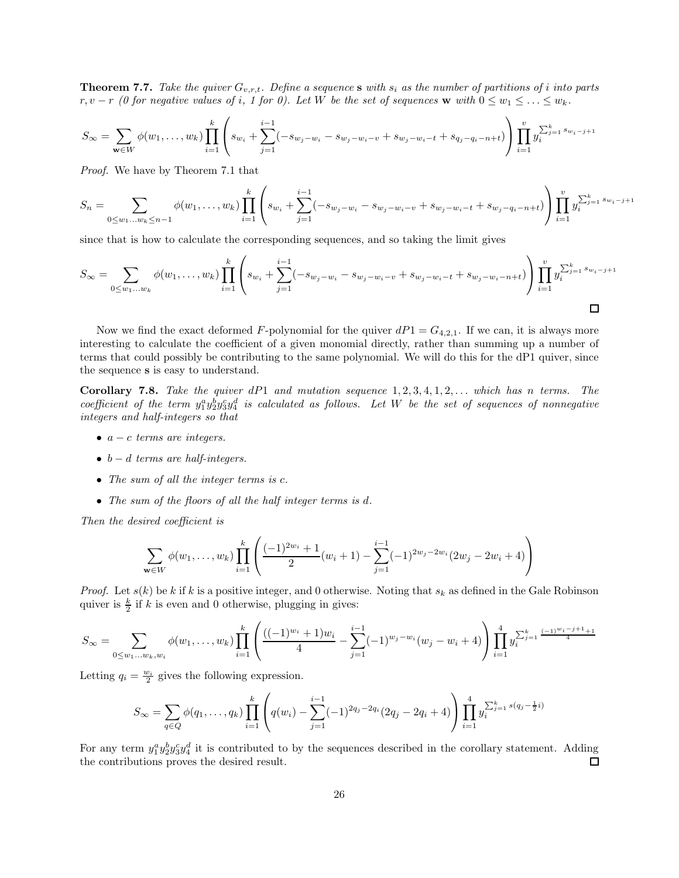**Theorem 7.7.** *Take the quiver $G_{v,r,t}$. Define a sequence* $\mathbf{s}$ *with $s_i$ as the number of partitions of $i$ into parts $r, v-r$ (0 for negative values of $i$, 1 for 0). Let $W$ be the set of sequences* $\mathbf{w}$ *with $0 \leq w_1 \leq \ldots \leq w_k$.*

$$S_\infty = \sum_{\mathbf{w} \in W} \phi(w_1, \ldots, w_k) \prod_{i=1}^{k} \left( s_{w_i} + \sum_{j=1}^{i-1} (-s_{w_j - w_i} - s_{w_j - w_i - v} + s_{w_j - w_i - t} + s_{q_j - q_i - n + t}) \right) \prod_{i=1}^{v} y_i^{\sum_{j=1}^{k} s_{w_i - j + 1}}$$

*Proof.* We have by Theorem 7.1 that

$$S_n = \sum_{0 \leq w_1 \ldots w_k \leq n-1} \phi(w_1, \ldots, w_k) \prod_{i=1}^{k} \left( s_{w_i} + \sum_{j=1}^{i-1} (-s_{w_j - w_i} - s_{w_j - w_i - v} + s_{w_j - w_i - t} + s_{w_j - q_i - n + t}) \right) \prod_{i=1}^{v} y_i^{\sum_{j=1}^{k} s_{w_i - j + 1}}$$

since that is how to calculate the corresponding sequences, and so taking the limit gives

$$S_\infty = \sum_{0 \leq w_1 \ldots w_k} \phi(w_1, \ldots, w_k) \prod_{i=1}^{k} \left( s_{w_i} + \sum_{j=1}^{i-1} (-s_{w_j - w_i} - s_{w_j - w_i - v} + s_{w_j - w_i - t} + s_{w_j - w_i - n + t}) \right) \prod_{i=1}^{v} y_i^{\sum_{j=1}^{k} s_{w_i - j + 1}}$$

□

Now we find the exact deformed $F$-polynomial for the quiver $dP1 = G_{4,2,1}$. If we can, it is always more interesting to calculate the coefficient of a given monomial directly, rather than summing up a number of terms that could possibly be contributing to the same polynomial. We will do this for the dP1 quiver, since the sequence $\mathbf{s}$ is easy to understand.

**Corollary 7.8.** *Take the quiver $dP1$ and mutation sequence $1, 2, 3, 4, 1, 2, \ldots$ which has $n$ terms. The coefficient of the term $y_1^a y_2^b y_3^c y_4^d$ is calculated as follows. Let $W$ be the set of sequences of nonnegative integers and half-integers so that*

- *$a - c$ terms are integers.*
- *$b - d$ terms are half-integers.*
- *The sum of all the integer terms is $c$.*
- *The sum of the floors of all the half integer terms is $d$.*

*Then the desired coefficient is*

$$\sum_{\mathbf{w} \in W} \phi(w_1, \ldots, w_k) \prod_{i=1}^{k} \left( \frac{(-1)^{2w_i} + 1}{2}(w_i + 1) - \sum_{j=1}^{i-1} (-1)^{2w_j - 2w_i}(2w_j - 2w_i + 4) \right)$$

*Proof.* Let $s(k)$ be $k$ if $k$ is a positive integer, and 0 otherwise. Noting that $s_k$ as defined in the Gale Robinson quiver is $\frac{k}{2}$ if $k$ is even and 0 otherwise, plugging in gives:

$$S_\infty = \sum_{0 \leq w_1 \ldots w_k, w_i} \phi(w_1, \ldots, w_k) \prod_{i=1}^{k} \left( \frac{((-1)^{w_i} + 1)w_i}{4} - \sum_{j=1}^{i-1} (-1)^{w_j - w_i}(w_j - w_i + 4) \right) \prod_{i=1}^{4} y_i^{\sum_{j=1}^{k} \frac{(-1)^{w_i - j + 1} + 1}{4}}$$

Letting $q_i = \frac{w_i}{2}$ gives the following expression.

$$S_\infty = \sum_{q \in Q} \phi(q_1, \ldots, q_k) \prod_{i=1}^{k} \left( q(w_i) - \sum_{j=1}^{i-1} (-1)^{2q_j - 2q_i}(2q_j - 2q_i + 4) \right) \prod_{i=1}^{4} y_i^{\sum_{j=1}^{k} s(q_j - \frac{1}{2} i)}$$

For any term $y_1^a y_2^b y_3^c y_4^d$ it is contributed to by the sequences described in the corollary statement. Adding the contributions proves the desired result. □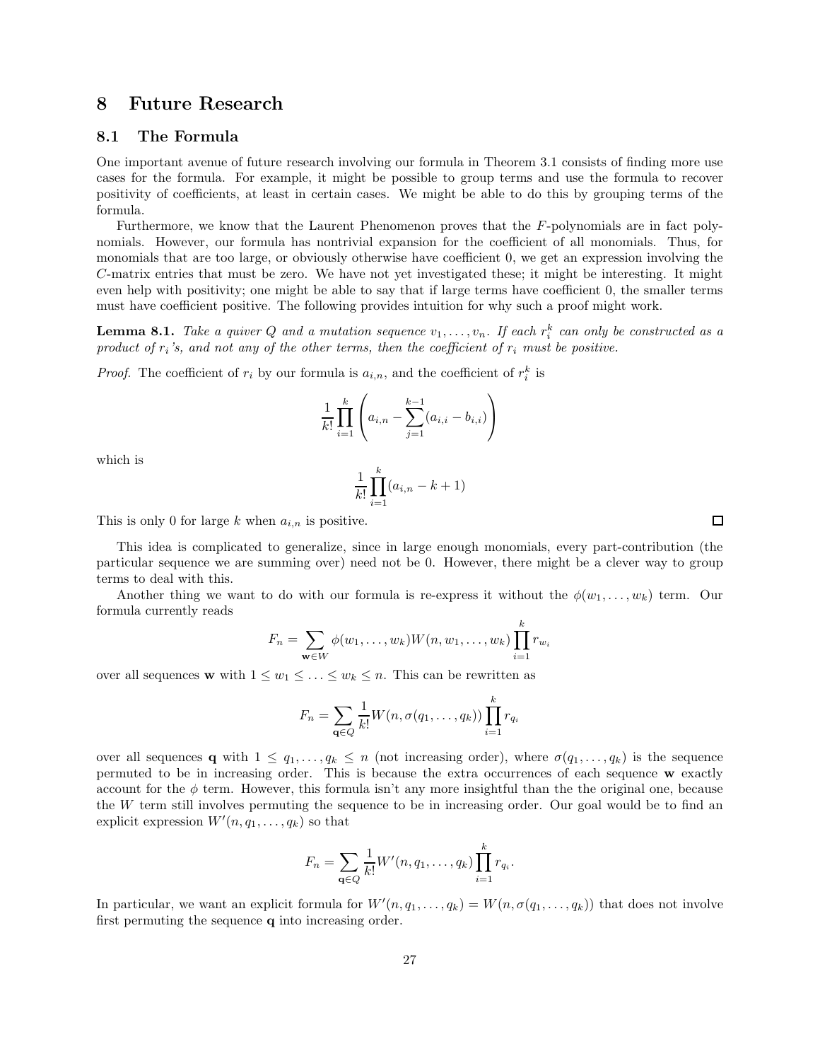# 8 Future Research

## 8.1 The Formula

One important avenue of future research involving our formula in Theorem 3.1 consists of finding more use cases for the formula. For example, it might be possible to group terms and use the formula to recover positivity of coefficients, at least in certain cases. We might be able to do this by grouping terms of the formula.

Furthermore, we know that the Laurent Phenomenon proves that the $F$-polynomials are in fact polynomials. However, our formula has nontrivial expansion for the coefficient of all monomials. Thus, for monomials that are too large, or obviously otherwise have coefficient 0, we get an expression involving the $C$-matrix entries that must be zero. We have not yet investigated these; it might be interesting. It might even help with positivity; one might be able to say that if large terms have coefficient 0, the smaller terms must have coefficient positive. The following provides intuition for why such a proof might work.

**Lemma 8.1.** *Take a quiver $Q$ and a mutation sequence $v_1, \ldots, v_n$. If each $r_i^k$ can only be constructed as a product of $r_i$'s, and not any of the other terms, then the coefficient of $r_i$ must be positive.*

*Proof.* The coefficient of $r_i$ by our formula is $a_{i,n}$, and the coefficient of $r_i^k$ is

$$\frac{1}{k!}\prod_{i=1}^{k}\left(a_{i,n} - \sum_{j=1}^{k-1}(a_{i,i} - b_{i,i})\right)$$

which is

$$\frac{1}{k!}\prod_{i=1}^{k}(a_{i,n} - k + 1)$$

This is only 0 for large $k$ when $a_{i,n}$ is positive. ∎

This idea is complicated to generalize, since in large enough monomials, every part-contribution (the particular sequence we are summing over) need not be 0. However, there might be a clever way to group terms to deal with this.

Another thing we want to do with our formula is re-express it without the $\phi(w_1, \ldots, w_k)$ term. Our formula currently reads

$$F_n = \sum_{\mathbf{w}\in W} \phi(w_1, \ldots, w_k) W(n, w_1, \ldots, w_k) \prod_{i=1}^{k} r_{w_i}$$

over all sequences $\mathbf{w}$ with $1 \le w_1 \le \ldots \le w_k \le n$. This can be rewritten as

$$F_n = \sum_{\mathbf{q}\in Q} \frac{1}{k!} W(n, \sigma(q_1, \ldots, q_k)) \prod_{i=1}^{k} r_{q_i}$$

over all sequences $\mathbf{q}$ with $1 \le q_1, \ldots, q_k \le n$ (not increasing order), where $\sigma(q_1, \ldots, q_k)$ is the sequence permuted to be in increasing order. This is because the extra occurrences of each sequence $\mathbf{w}$ exactly account for the $\phi$ term. However, this formula isn't any more insightful than the the original one, because the $W$ term still involves permuting the sequence to be in increasing order. Our goal would be to find an explicit expression $W'(n, q_1, \ldots, q_k)$ so that

$$F_n = \sum_{\mathbf{q}\in Q} \frac{1}{k!} W'(n, q_1, \ldots, q_k) \prod_{i=1}^{k} r_{q_i}.$$

In particular, we want an explicit formula for $W'(n, q_1, \ldots, q_k) = W(n, \sigma(q_1, \ldots, q_k))$ that does not involve first permuting the sequence $\mathbf{q}$ into increasing order.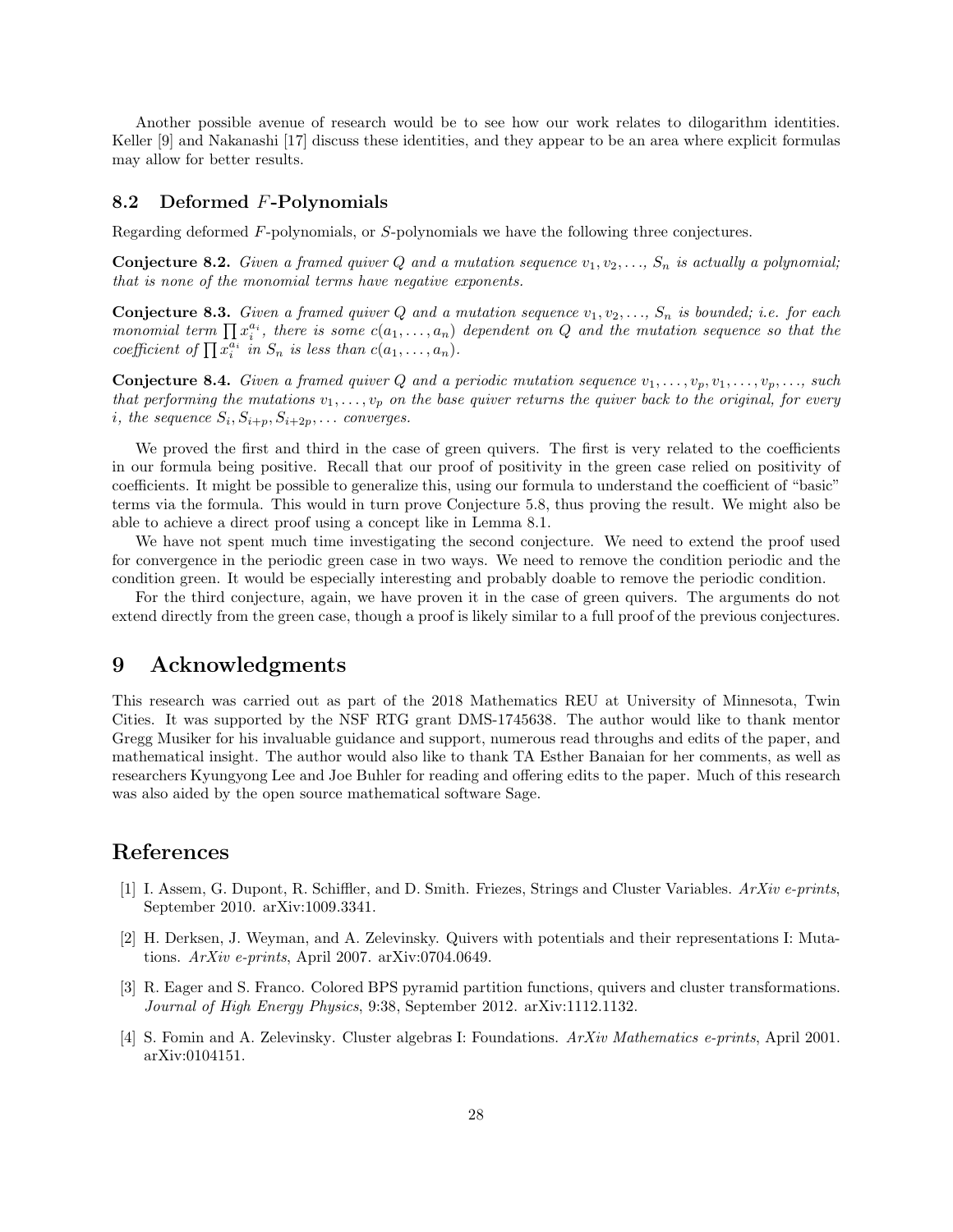Another possible avenue of research would be to see how our work relates to dilogarithm identities. Keller [9] and Nakanashi [17] discuss these identities, and they appear to be an area where explicit formulas may allow for better results.

### 8.2 Deformed $F$-Polynomials

Regarding deformed $F$-polynomials, or $S$-polynomials we have the following three conjectures.

**Conjecture 8.2.** *Given a framed quiver $Q$ and a mutation sequence $v_1, v_2, \ldots$, $S_n$ is actually a polynomial; that is none of the monomial terms have negative exponents.*

**Conjecture 8.3.** *Given a framed quiver $Q$ and a mutation sequence $v_1, v_2, \ldots$, $S_n$ is bounded; i.e. for each monomial term $\prod x_i^{a_i}$, there is some $c(a_1, \ldots, a_n)$ dependent on $Q$ and the mutation sequence so that the coefficient of $\prod x_i^{a_i}$ in $S_n$ is less than $c(a_1, \ldots, a_n)$.*

**Conjecture 8.4.** *Given a framed quiver $Q$ and a periodic mutation sequence $v_1, \ldots, v_p, v_1, \ldots, v_p, \ldots$, such that performing the mutations $v_1, \ldots, v_p$ on the base quiver returns the quiver back to the original, for every $i$, the sequence $S_i, S_{i+p}, S_{i+2p}, \ldots$ converges.*

We proved the first and third in the case of green quivers. The first is very related to the coefficients in our formula being positive. Recall that our proof of positivity in the green case relied on positivity of coefficients. It might be possible to generalize this, using our formula to understand the coefficient of "basic" terms via the formula. This would in turn prove Conjecture 5.8, thus proving the result. We might also be able to achieve a direct proof using a concept like in Lemma 8.1.

We have not spent much time investigating the second conjecture. We need to extend the proof used for convergence in the periodic green case in two ways. We need to remove the condition periodic and the condition green. It would be especially interesting and probably doable to remove the periodic condition.

For the third conjecture, again, we have proven it in the case of green quivers. The arguments do not extend directly from the green case, though a proof is likely similar to a full proof of the previous conjectures.

## 9 Acknowledgments

This research was carried out as part of the 2018 Mathematics REU at University of Minnesota, Twin Cities. It was supported by the NSF RTG grant DMS-1745638. The author would like to thank mentor Gregg Musiker for his invaluable guidance and support, numerous read throughs and edits of the paper, and mathematical insight. The author would also like to thank TA Esther Banaian for her comments, as well as researchers Kyungyong Lee and Joe Buhler for reading and offering edits to the paper. Much of this research was also aided by the open source mathematical software Sage.

## References

[1] I. Assem, G. Dupont, R. Schiffler, and D. Smith. Friezes, Strings and Cluster Variables. *ArXiv e-prints*, September 2010. arXiv:1009.3341.

[2] H. Derksen, J. Weyman, and A. Zelevinsky. Quivers with potentials and their representations I: Mutations. *ArXiv e-prints*, April 2007. arXiv:0704.0649.

[3] R. Eager and S. Franco. Colored BPS pyramid partition functions, quivers and cluster transformations. *Journal of High Energy Physics*, 9:38, September 2012. arXiv:1112.1132.

[4] S. Fomin and A. Zelevinsky. Cluster algebras I: Foundations. *ArXiv Mathematics e-prints*, April 2001. arXiv:0104151.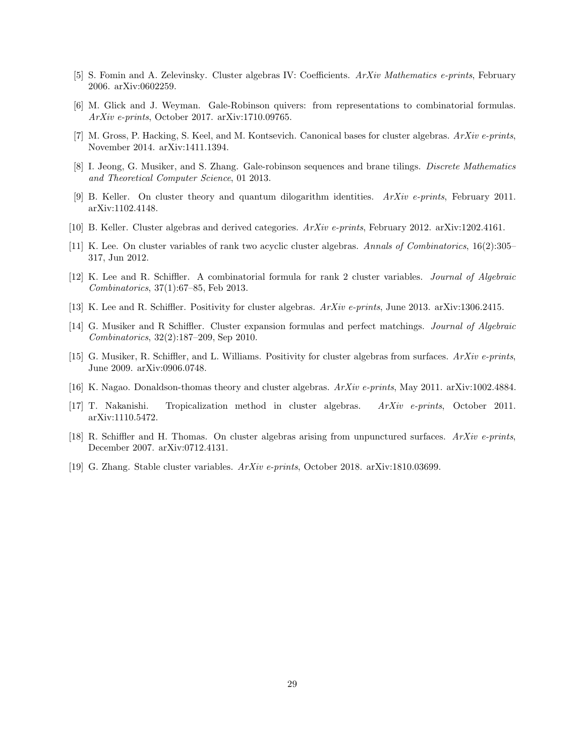[5] S. Fomin and A. Zelevinsky. Cluster algebras IV: Coefficients. *ArXiv Mathematics e-prints*, February 2006. arXiv:0602259.

[6] M. Glick and J. Weyman. Gale-Robinson quivers: from representations to combinatorial formulas. *ArXiv e-prints*, October 2017. arXiv:1710.09765.

[7] M. Gross, P. Hacking, S. Keel, and M. Kontsevich. Canonical bases for cluster algebras. *ArXiv e-prints*, November 2014. arXiv:1411.1394.

[8] I. Jeong, G. Musiker, and S. Zhang. Gale-robinson sequences and brane tilings. *Discrete Mathematics and Theoretical Computer Science*, 01 2013.

[9] B. Keller. On cluster theory and quantum dilogarithm identities. *ArXiv e-prints*, February 2011. arXiv:1102.4148.

[10] B. Keller. Cluster algebras and derived categories. *ArXiv e-prints*, February 2012. arXiv:1202.4161.

[11] K. Lee. On cluster variables of rank two acyclic cluster algebras. *Annals of Combinatorics*, 16(2):305–317, Jun 2012.

[12] K. Lee and R. Schiffler. A combinatorial formula for rank 2 cluster variables. *Journal of Algebraic Combinatorics*, 37(1):67–85, Feb 2013.

[13] K. Lee and R. Schiffler. Positivity for cluster algebras. *ArXiv e-prints*, June 2013. arXiv:1306.2415.

[14] G. Musiker and R Schiffler. Cluster expansion formulas and perfect matchings. *Journal of Algebraic Combinatorics*, 32(2):187–209, Sep 2010.

[15] G. Musiker, R. Schiffler, and L. Williams. Positivity for cluster algebras from surfaces. *ArXiv e-prints*, June 2009. arXiv:0906.0748.

[16] K. Nagao. Donaldson-thomas theory and cluster algebras. *ArXiv e-prints*, May 2011. arXiv:1002.4884.

[17] T. Nakanishi. Tropicalization method in cluster algebras. *ArXiv e-prints*, October 2011. arXiv:1110.5472.

[18] R. Schiffler and H. Thomas. On cluster algebras arising from unpunctured surfaces. *ArXiv e-prints*, December 2007. arXiv:0712.4131.

[19] G. Zhang. Stable cluster variables. *ArXiv e-prints*, October 2018. arXiv:1810.03699.